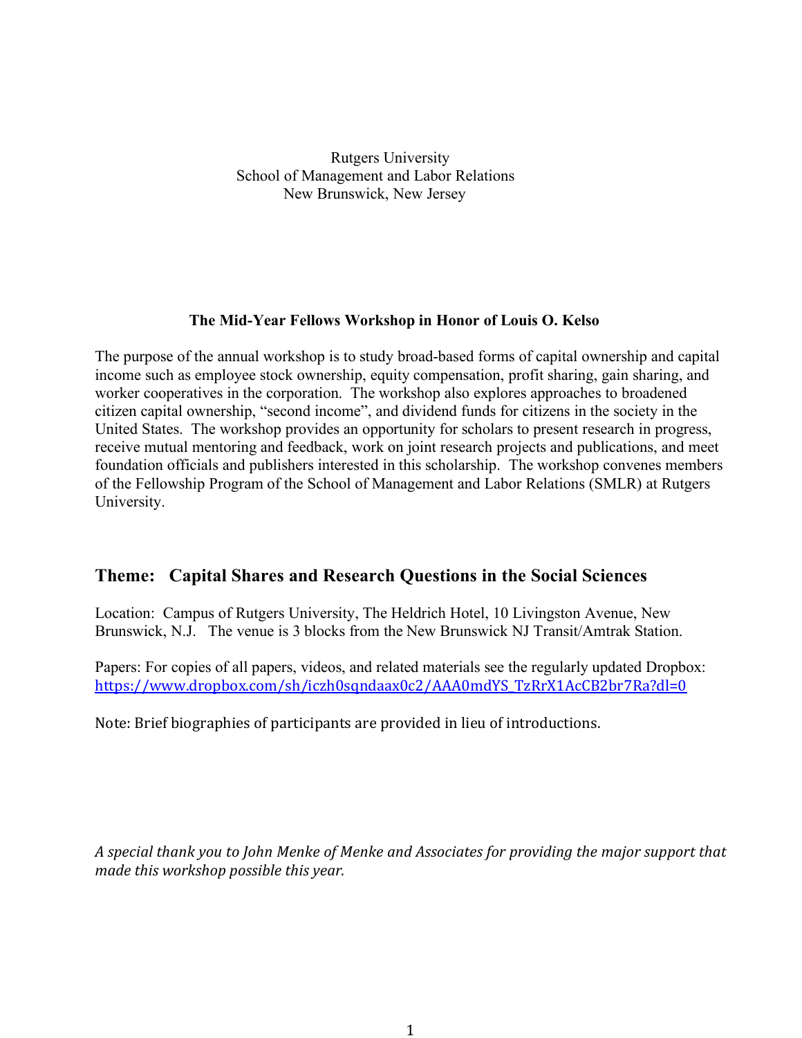Rutgers University
School of Management and Labor Relations
New Brunswick, New Jersey

**The Mid-Year Fellows Workshop in Honor of Louis O. Kelso**

The purpose of the annual workshop is to study broad-based forms of capital ownership and capital income such as employee stock ownership, equity compensation, profit sharing, gain sharing, and worker cooperatives in the corporation. The workshop also explores approaches to broadened citizen capital ownership, "second income", and dividend funds for citizens in the society in the United States. The workshop provides an opportunity for scholars to present research in progress, receive mutual mentoring and feedback, work on joint research projects and publications, and meet foundation officials and publishers interested in this scholarship. The workshop convenes members of the Fellowship Program of the School of Management and Labor Relations (SMLR) at Rutgers University.

## Theme: Capital Shares and Research Questions in the Social Sciences

Location: Campus of Rutgers University, The Heldrich Hotel, 10 Livingston Avenue, New Brunswick, N.J. The venue is 3 blocks from the New Brunswick NJ Transit/Amtrak Station.

Papers: For copies of all papers, videos, and related materials see the regularly updated Dropbox: https://www.dropbox.com/sh/iczh0sqndaax0c2/AAA0mdYS_TzRrX1AcCB2br7Ra?dl=0

Note: Brief biographies of participants are provided in lieu of introductions.

*A special thank you to John Menke of Menke and Associates for providing the major support that made this workshop possible this year.*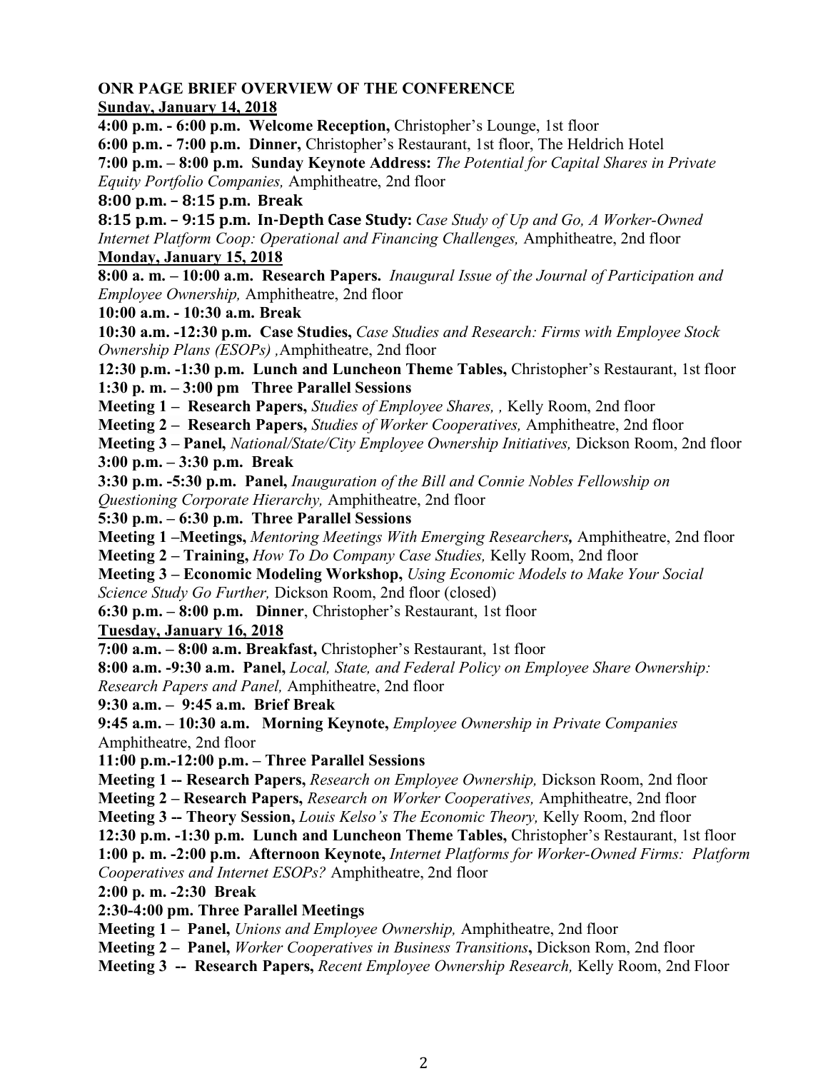**ONR PAGE BRIEF OVERVIEW OF THE CONFERENCE**

**Sunday, January 14, 2018**

**4:00 p.m. - 6:00 p.m. Welcome Reception,** Christopher's Lounge, 1st floor

**6:00 p.m. - 7:00 p.m. Dinner,** Christopher's Restaurant, 1st floor, The Heldrich Hotel

**7:00 p.m. – 8:00 p.m. Sunday Keynote Address:** *The Potential for Capital Shares in Private Equity Portfolio Companies,* Amphitheatre, 2nd floor

**8:00 p.m. – 8:15 p.m. Break**

**8:15 p.m. – 9:15 p.m. In-Depth Case Study:** *Case Study of Up and Go, A Worker-Owned Internet Platform Coop: Operational and Financing Challenges,* Amphitheatre, 2nd floor

**Monday, January 15, 2018**

**8:00 a. m. – 10:00 a.m. Research Papers.** *Inaugural Issue of the Journal of Participation and Employee Ownership,* Amphitheatre, 2nd floor

**10:00 a.m. - 10:30 a.m. Break**

**10:30 a.m. -12:30 p.m. Case Studies,** *Case Studies and Research: Firms with Employee Stock Ownership Plans (ESOPs) ,*Amphitheatre, 2nd floor

**12:30 p.m. -1:30 p.m. Lunch and Luncheon Theme Tables,** Christopher's Restaurant, 1st floor

**1:30 p. m. – 3:00 pm Three Parallel Sessions**

**Meeting 1 – Research Papers,** *Studies of Employee Shares, ,* Kelly Room, 2nd floor

**Meeting 2 – Research Papers,** *Studies of Worker Cooperatives,* Amphitheatre, 2nd floor

**Meeting 3 – Panel,** *National/State/City Employee Ownership Initiatives,* Dickson Room, 2nd floor

**3:00 p.m. – 3:30 p.m. Break**

**3:30 p.m. -5:30 p.m. Panel,** *Inauguration of the Bill and Connie Nobles Fellowship on Questioning Corporate Hierarchy,* Amphitheatre, 2nd floor

**5:30 p.m. – 6:30 p.m. Three Parallel Sessions**

**Meeting 1 –Meetings,** *Mentoring Meetings With Emerging Researchers,* Amphitheatre, 2nd floor

**Meeting 2 – Training,** *How To Do Company Case Studies,* Kelly Room, 2nd floor

**Meeting 3 – Economic Modeling Workshop,** *Using Economic Models to Make Your Social Science Study Go Further,* Dickson Room, 2nd floor (closed)

**6:30 p.m. – 8:00 p.m. Dinner**, Christopher's Restaurant, 1st floor

**Tuesday, January 16, 2018**

**7:00 a.m. – 8:00 a.m. Breakfast,** Christopher's Restaurant, 1st floor

**8:00 a.m. -9:30 a.m. Panel,** *Local, State, and Federal Policy on Employee Share Ownership: Research Papers and Panel,* Amphitheatre, 2nd floor

**9:30 a.m. – 9:45 a.m. Brief Break**

**9:45 a.m. – 10:30 a.m. Morning Keynote,** *Employee Ownership in Private Companies* Amphitheatre, 2nd floor

**11:00 p.m.-12:00 p.m. – Three Parallel Sessions**

**Meeting 1 -- Research Papers,** *Research on Employee Ownership,* Dickson Room, 2nd floor

**Meeting 2 – Research Papers,** *Research on Worker Cooperatives,* Amphitheatre, 2nd floor

**Meeting 3 -- Theory Session,** *Louis Kelso's The Economic Theory,* Kelly Room, 2nd floor

**12:30 p.m. -1:30 p.m. Lunch and Luncheon Theme Tables,** Christopher's Restaurant, 1st floor

**1:00 p. m. -2:00 p.m. Afternoon Keynote,** *Internet Platforms for Worker-Owned Firms: Platform Cooperatives and Internet ESOPs?* Amphitheatre, 2nd floor

**2:00 p. m. -2:30 Break**

**2:30-4:00 pm. Three Parallel Meetings**

**Meeting 1 – Panel,** *Unions and Employee Ownership,* Amphitheatre, 2nd floor

**Meeting 2 – Panel,** *Worker Cooperatives in Business Transitions***,** Dickson Rom, 2nd floor

**Meeting 3 -- Research Papers,** *Recent Employee Ownership Research,* Kelly Room, 2nd Floor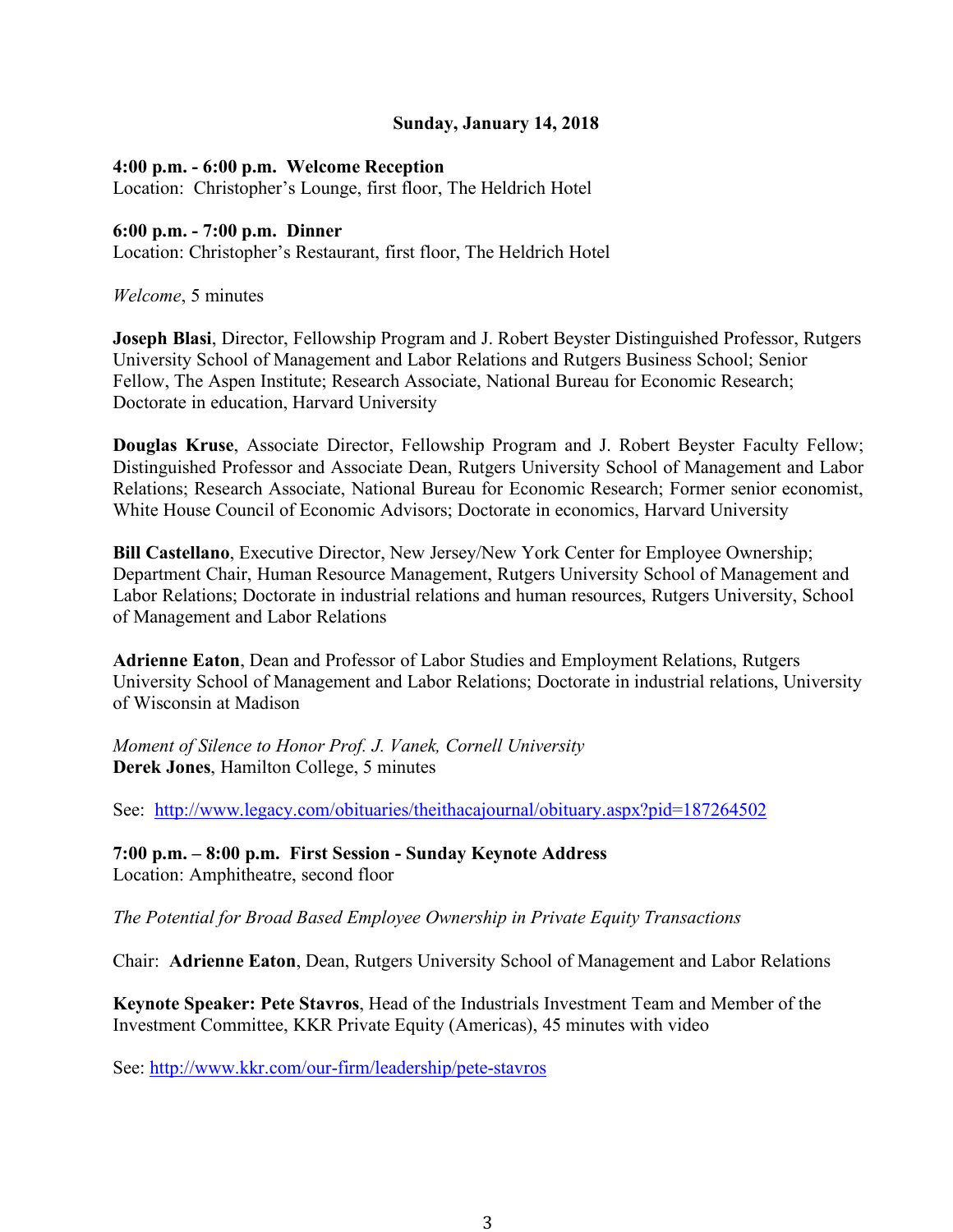**Sunday, January 14, 2018**

**4:00 p.m. - 6:00 p.m. Welcome Reception**
Location: Christopher's Lounge, first floor, The Heldrich Hotel

**6:00 p.m. - 7:00 p.m. Dinner**
Location: Christopher's Restaurant, first floor, The Heldrich Hotel

*Welcome*, 5 minutes

**Joseph Blasi**, Director, Fellowship Program and J. Robert Beyster Distinguished Professor, Rutgers University School of Management and Labor Relations and Rutgers Business School; Senior Fellow, The Aspen Institute; Research Associate, National Bureau for Economic Research; Doctorate in education, Harvard University

**Douglas Kruse**, Associate Director, Fellowship Program and J. Robert Beyster Faculty Fellow; Distinguished Professor and Associate Dean, Rutgers University School of Management and Labor Relations; Research Associate, National Bureau for Economic Research; Former senior economist, White House Council of Economic Advisors; Doctorate in economics, Harvard University

**Bill Castellano**, Executive Director, New Jersey/New York Center for Employee Ownership; Department Chair, Human Resource Management, Rutgers University School of Management and Labor Relations; Doctorate in industrial relations and human resources, Rutgers University, School of Management and Labor Relations

**Adrienne Eaton**, Dean and Professor of Labor Studies and Employment Relations, Rutgers University School of Management and Labor Relations; Doctorate in industrial relations, University of Wisconsin at Madison

*Moment of Silence to Honor Prof. J. Vanek, Cornell University*
**Derek Jones**, Hamilton College, 5 minutes

See: http://www.legacy.com/obituaries/theithacajournal/obituary.aspx?pid=187264502

**7:00 p.m. – 8:00 p.m. First Session - Sunday Keynote Address**
Location: Amphitheatre, second floor

*The Potential for Broad Based Employee Ownership in Private Equity Transactions*

Chair: **Adrienne Eaton**, Dean, Rutgers University School of Management and Labor Relations

**Keynote Speaker: Pete Stavros**, Head of the Industrials Investment Team and Member of the Investment Committee, KKR Private Equity (Americas), 45 minutes with video

See: http://www.kkr.com/our-firm/leadership/pete-stavros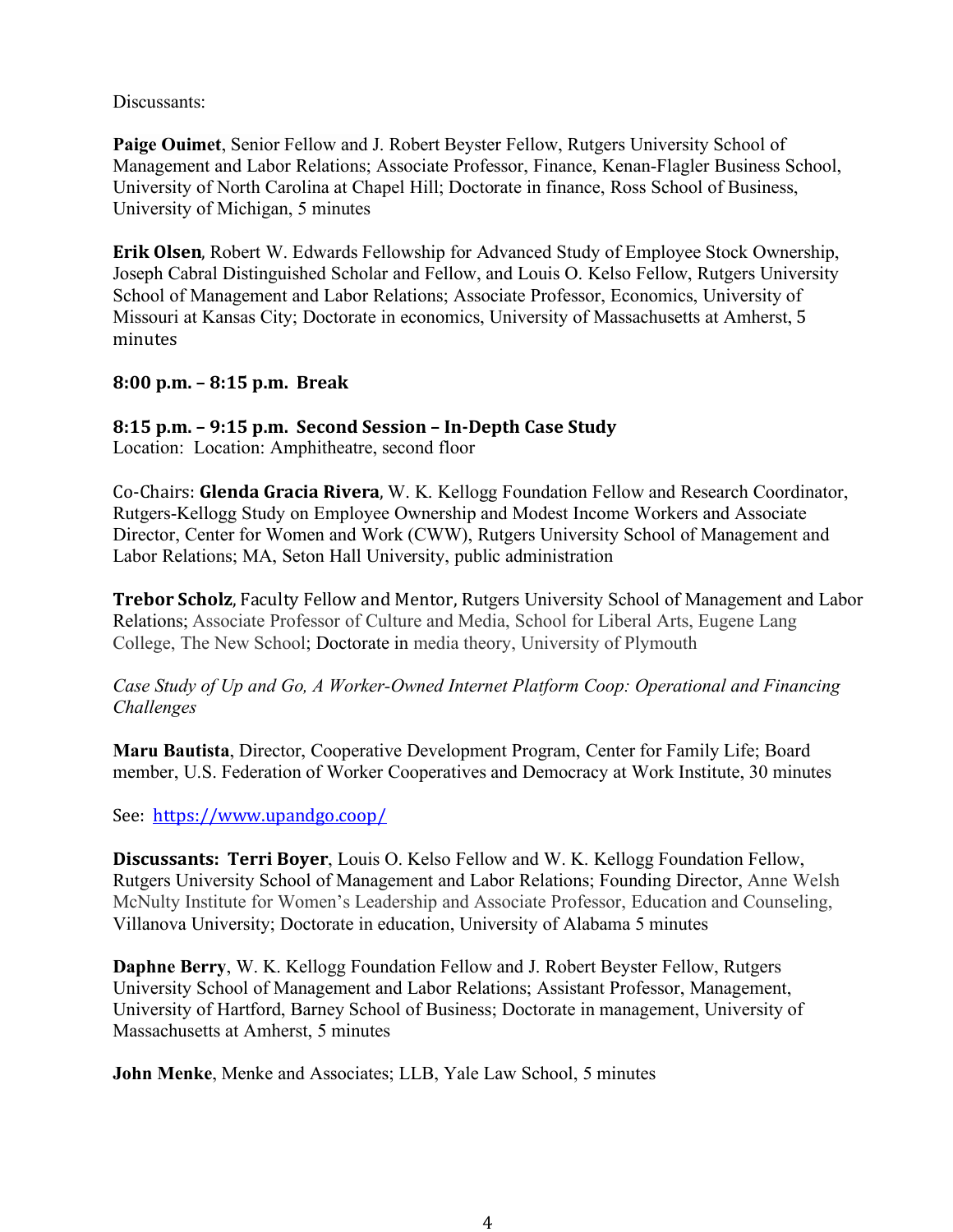Discussants:

**Paige Ouimet**, Senior Fellow and J. Robert Beyster Fellow, Rutgers University School of Management and Labor Relations; Associate Professor, Finance, Kenan-Flagler Business School, University of North Carolina at Chapel Hill; Doctorate in finance, Ross School of Business, University of Michigan, 5 minutes

**Erik Olsen**, Robert W. Edwards Fellowship for Advanced Study of Employee Stock Ownership, Joseph Cabral Distinguished Scholar and Fellow, and Louis O. Kelso Fellow, Rutgers University School of Management and Labor Relations; Associate Professor, Economics, University of Missouri at Kansas City; Doctorate in economics, University of Massachusetts at Amherst, 5 minutes

**8:00 p.m. – 8:15 p.m. Break**

**8:15 p.m. – 9:15 p.m. Second Session – In-Depth Case Study**
Location: Location: Amphitheatre, second floor

Co-Chairs: **Glenda Gracia Rivera**, W. K. Kellogg Foundation Fellow and Research Coordinator, Rutgers-Kellogg Study on Employee Ownership and Modest Income Workers and Associate Director, Center for Women and Work (CWW), Rutgers University School of Management and Labor Relations; MA, Seton Hall University, public administration

**Trebor Scholz**, Faculty Fellow and Mentor, Rutgers University School of Management and Labor Relations; Associate Professor of Culture and Media, School for Liberal Arts, Eugene Lang College, The New School; Doctorate in media theory, University of Plymouth

*Case Study of Up and Go, A Worker-Owned Internet Platform Coop: Operational and Financing Challenges*

**Maru Bautista**, Director, Cooperative Development Program, Center for Family Life; Board member, U.S. Federation of Worker Cooperatives and Democracy at Work Institute, 30 minutes

See: https://www.upandgo.coop/

**Discussants: Terri Boyer**, Louis O. Kelso Fellow and W. K. Kellogg Foundation Fellow, Rutgers University School of Management and Labor Relations; Founding Director, Anne Welsh McNulty Institute for Women's Leadership and Associate Professor, Education and Counseling, Villanova University; Doctorate in education, University of Alabama 5 minutes

**Daphne Berry**, W. K. Kellogg Foundation Fellow and J. Robert Beyster Fellow, Rutgers University School of Management and Labor Relations; Assistant Professor, Management, University of Hartford, Barney School of Business; Doctorate in management, University of Massachusetts at Amherst, 5 minutes

**John Menke**, Menke and Associates; LLB, Yale Law School, 5 minutes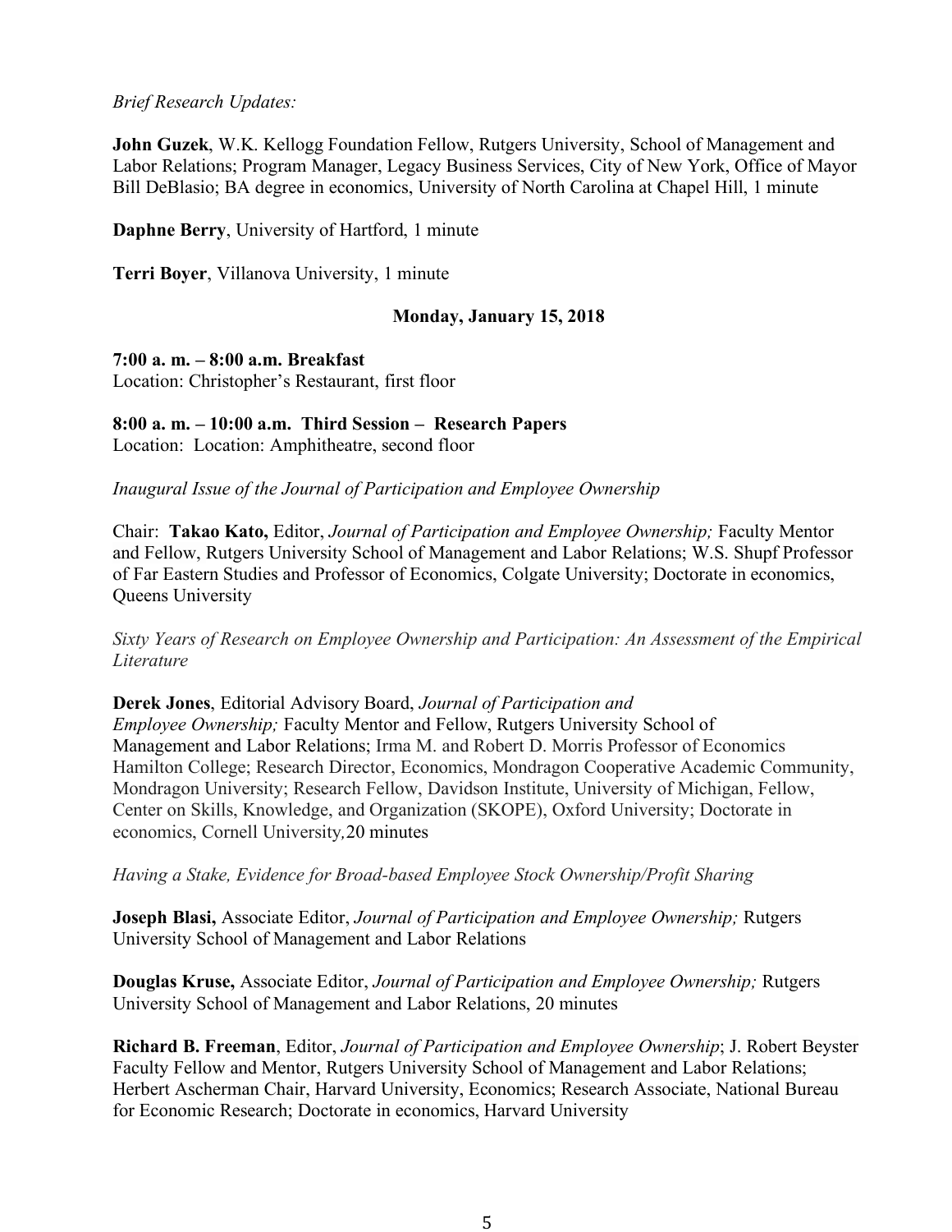*Brief Research Updates:*

**John Guzek**, W.K. Kellogg Foundation Fellow, Rutgers University, School of Management and Labor Relations; Program Manager, Legacy Business Services, City of New York, Office of Mayor Bill DeBlasio; BA degree in economics, University of North Carolina at Chapel Hill, 1 minute

**Daphne Berry**, University of Hartford, 1 minute

**Terri Boyer**, Villanova University, 1 minute

### Monday, January 15, 2018

**7:00 a. m. – 8:00 a.m. Breakfast**
Location: Christopher's Restaurant, first floor

**8:00 a. m. – 10:00 a.m. Third Session – Research Papers**
Location: Location: Amphitheatre, second floor

*Inaugural Issue of the Journal of Participation and Employee Ownership*

Chair: **Takao Kato,** Editor, *Journal of Participation and Employee Ownership;* Faculty Mentor and Fellow, Rutgers University School of Management and Labor Relations; W.S. Shupf Professor of Far Eastern Studies and Professor of Economics, Colgate University; Doctorate in economics, Queens University

*Sixty Years of Research on Employee Ownership and Participation: An Assessment of the Empirical Literature*

**Derek Jones**, Editorial Advisory Board, *Journal of Participation and Employee Ownership;* Faculty Mentor and Fellow, Rutgers University School of Management and Labor Relations; Irma M. and Robert D. Morris Professor of Economics Hamilton College; Research Director, Economics, Mondragon Cooperative Academic Community, Mondragon University; Research Fellow, Davidson Institute, University of Michigan, Fellow, Center on Skills, Knowledge, and Organization (SKOPE), Oxford University; Doctorate in economics, Cornell University, 20 minutes

*Having a Stake, Evidence for Broad-based Employee Stock Ownership/Profit Sharing*

**Joseph Blasi,** Associate Editor, *Journal of Participation and Employee Ownership;* Rutgers University School of Management and Labor Relations

**Douglas Kruse,** Associate Editor, *Journal of Participation and Employee Ownership;* Rutgers University School of Management and Labor Relations, 20 minutes

**Richard B. Freeman**, Editor, *Journal of Participation and Employee Ownership*; J. Robert Beyster Faculty Fellow and Mentor, Rutgers University School of Management and Labor Relations; Herbert Ascherman Chair, Harvard University, Economics; Research Associate, National Bureau for Economic Research; Doctorate in economics, Harvard University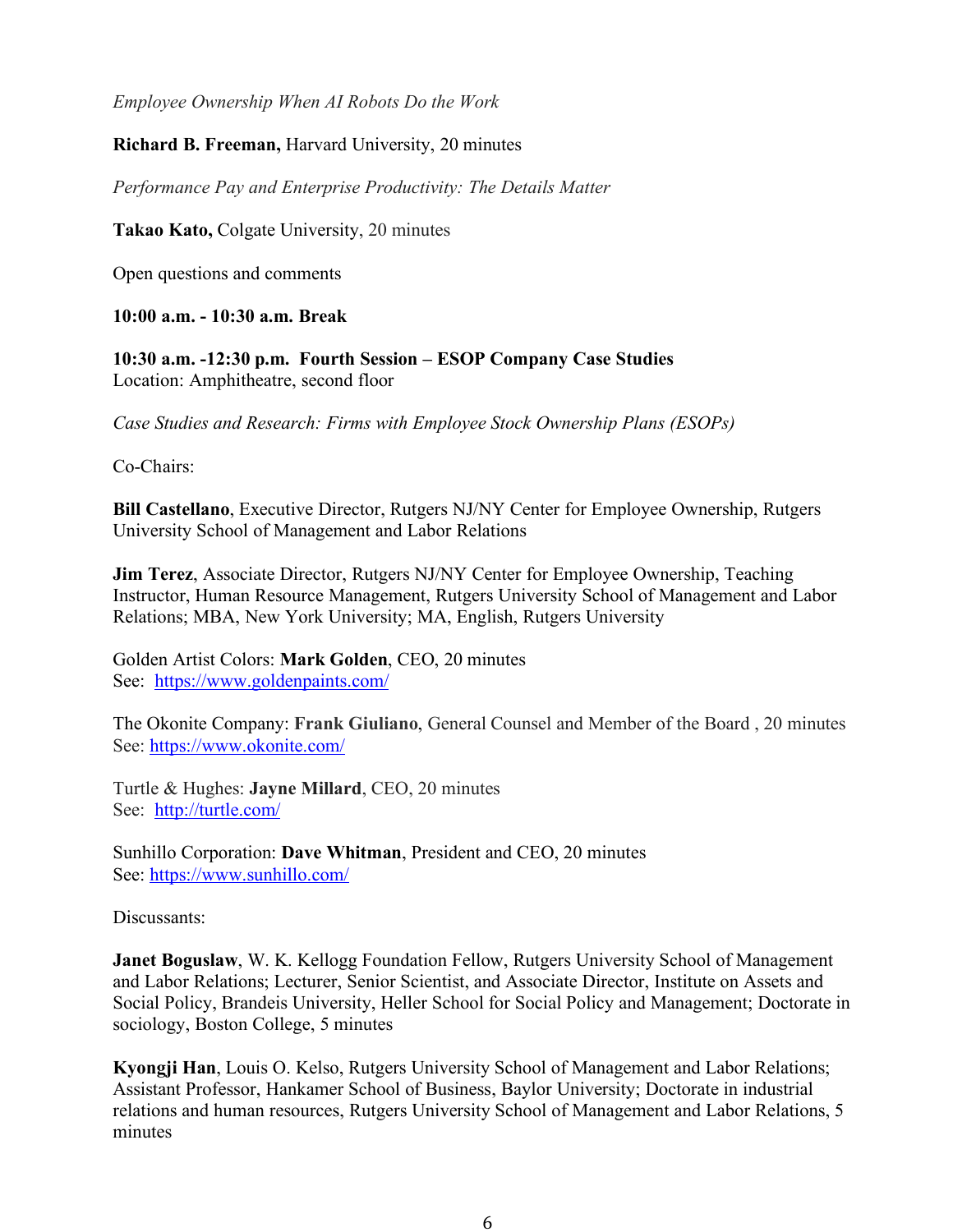*Employee Ownership When AI Robots Do the Work*

**Richard B. Freeman,** Harvard University, 20 minutes

*Performance Pay and Enterprise Productivity: The Details Matter*

**Takao Kato,** Colgate University, 20 minutes

Open questions and comments

**10:00 a.m. - 10:30 a.m. Break**

**10:30 a.m. -12:30 p.m. Fourth Session – ESOP Company Case Studies**
Location: Amphitheatre, second floor

*Case Studies and Research: Firms with Employee Stock Ownership Plans (ESOPs)*

Co-Chairs:

**Bill Castellano**, Executive Director, Rutgers NJ/NY Center for Employee Ownership, Rutgers University School of Management and Labor Relations

**Jim Terez**, Associate Director, Rutgers NJ/NY Center for Employee Ownership, Teaching Instructor, Human Resource Management, Rutgers University School of Management and Labor Relations; MBA, New York University; MA, English, Rutgers University

Golden Artist Colors: **Mark Golden**, CEO, 20 minutes
See: [https://www.goldenpaints.com/](https://www.goldenpaints.com/)

The Okonite Company: **Frank Giuliano**, General Counsel and Member of the Board , 20 minutes
See: [https://www.okonite.com/](https://www.okonite.com/)

Turtle & Hughes: **Jayne Millard**, CEO, 20 minutes
See: [http://turtle.com/](http://turtle.com/)

Sunhillo Corporation: **Dave Whitman**, President and CEO, 20 minutes
See: [https://www.sunhillo.com/](https://www.sunhillo.com/)

Discussants:

**Janet Boguslaw**, W. K. Kellogg Foundation Fellow, Rutgers University School of Management and Labor Relations; Lecturer, Senior Scientist, and Associate Director, Institute on Assets and Social Policy, Brandeis University, Heller School for Social Policy and Management; Doctorate in sociology, Boston College, 5 minutes

**Kyongji Han**, Louis O. Kelso, Rutgers University School of Management and Labor Relations; Assistant Professor, Hankamer School of Business, Baylor University; Doctorate in industrial relations and human resources, Rutgers University School of Management and Labor Relations, 5 minutes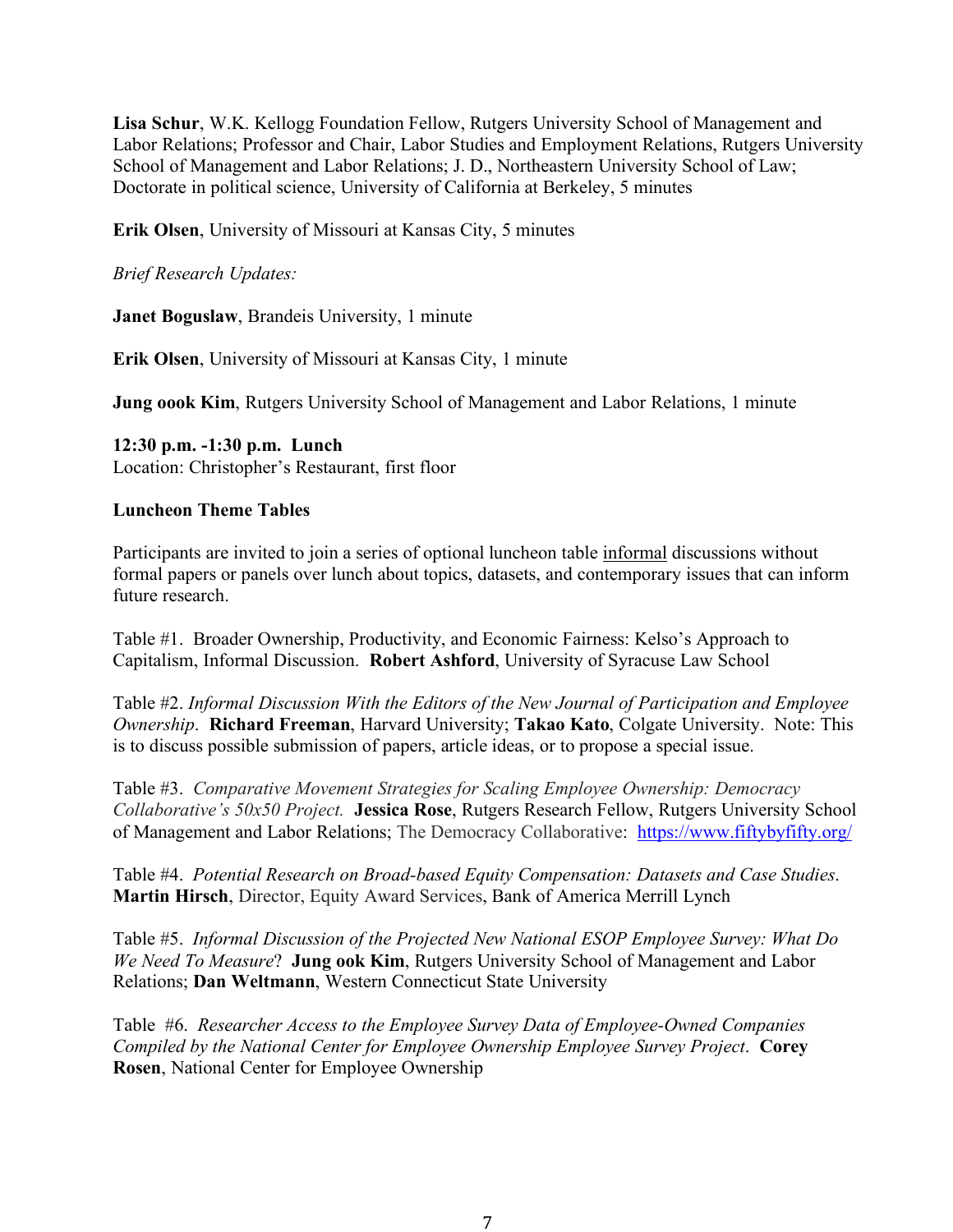**Lisa Schur**, W.K. Kellogg Foundation Fellow, Rutgers University School of Management and Labor Relations; Professor and Chair, Labor Studies and Employment Relations, Rutgers University School of Management and Labor Relations; J. D., Northeastern University School of Law; Doctorate in political science, University of California at Berkeley, 5 minutes

**Erik Olsen**, University of Missouri at Kansas City, 5 minutes

*Brief Research Updates:*

**Janet Boguslaw**, Brandeis University, 1 minute

**Erik Olsen**, University of Missouri at Kansas City, 1 minute

**Jung oook Kim**, Rutgers University School of Management and Labor Relations, 1 minute

**12:30 p.m. -1:30 p.m. Lunch**
Location: Christopher's Restaurant, first floor

**Luncheon Theme Tables**

Participants are invited to join a series of optional luncheon table informal discussions without formal papers or panels over lunch about topics, datasets, and contemporary issues that can inform future research.

Table #1. Broader Ownership, Productivity, and Economic Fairness: Kelso's Approach to Capitalism, Informal Discussion. **Robert Ashford**, University of Syracuse Law School

Table #2. *Informal Discussion With the Editors of the New Journal of Participation and Employee Ownership*. **Richard Freeman**, Harvard University; **Takao Kato**, Colgate University. Note: This is to discuss possible submission of papers, article ideas, or to propose a special issue.

Table #3. *Comparative Movement Strategies for Scaling Employee Ownership: Democracy Collaborative's 50x50 Project.* **Jessica Rose**, Rutgers Research Fellow, Rutgers University School of Management and Labor Relations; The Democracy Collaborative: https://www.fiftybyfifty.org/

Table #4. *Potential Research on Broad-based Equity Compensation: Datasets and Case Studies*. **Martin Hirsch**, Director, Equity Award Services, Bank of America Merrill Lynch

Table #5. *Informal Discussion of the Projected New National ESOP Employee Survey: What Do We Need To Measure*? **Jung ook Kim**, Rutgers University School of Management and Labor Relations; **Dan Weltmann**, Western Connecticut State University

Table #6. *Researcher Access to the Employee Survey Data of Employee-Owned Companies Compiled by the National Center for Employee Ownership Employee Survey Project*. **Corey Rosen**, National Center for Employee Ownership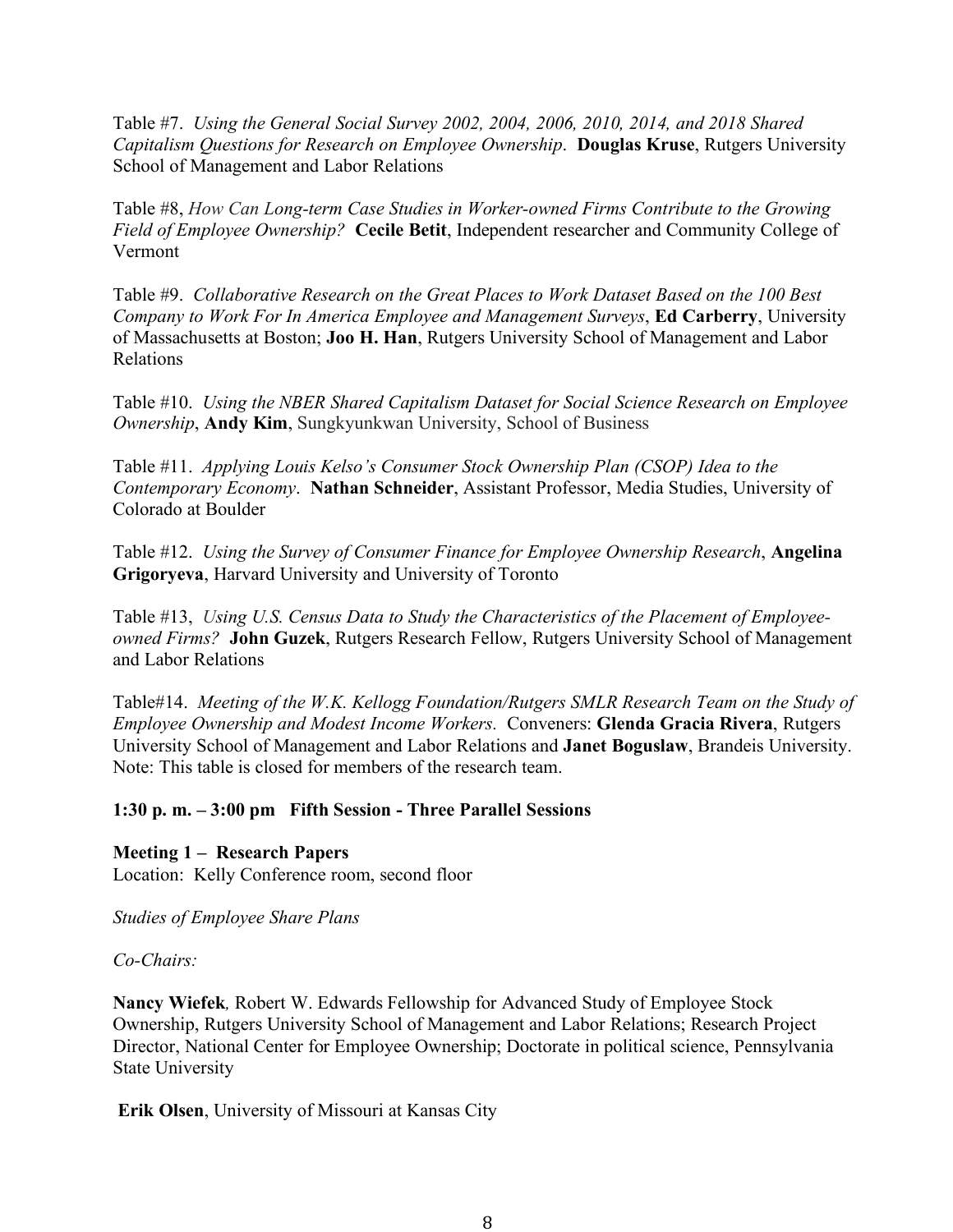Table #7. *Using the General Social Survey 2002, 2004, 2006, 2010, 2014, and 2018 Shared Capitalism Questions for Research on Employee Ownership*. **Douglas Kruse**, Rutgers University School of Management and Labor Relations

Table #8, *How Can Long-term Case Studies in Worker-owned Firms Contribute to the Growing Field of Employee Ownership?* **Cecile Betit**, Independent researcher and Community College of Vermont

Table #9. *Collaborative Research on the Great Places to Work Dataset Based on the 100 Best Company to Work For In America Employee and Management Surveys*, **Ed Carberry**, University of Massachusetts at Boston; **Joo H. Han**, Rutgers University School of Management and Labor Relations

Table #10. *Using the NBER Shared Capitalism Dataset for Social Science Research on Employee Ownership*, **Andy Kim**, Sungkyunkwan University, School of Business

Table #11. *Applying Louis Kelso's Consumer Stock Ownership Plan (CSOP) Idea to the Contemporary Economy*. **Nathan Schneider**, Assistant Professor, Media Studies, University of Colorado at Boulder

Table #12. *Using the Survey of Consumer Finance for Employee Ownership Research*, **Angelina Grigoryeva**, Harvard University and University of Toronto

Table #13, *Using U.S. Census Data to Study the Characteristics of the Placement of Employee-owned Firms?* **John Guzek**, Rutgers Research Fellow, Rutgers University School of Management and Labor Relations

Table#14. *Meeting of the W.K. Kellogg Foundation/Rutgers SMLR Research Team on the Study of Employee Ownership and Modest Income Workers.* Conveners: **Glenda Gracia Rivera**, Rutgers University School of Management and Labor Relations and **Janet Boguslaw**, Brandeis University. Note: This table is closed for members of the research team.

**1:30 p. m. – 3:00 pm Fifth Session - Three Parallel Sessions**

**Meeting 1 – Research Papers**
Location: Kelly Conference room, second floor

*Studies of Employee Share Plans*

*Co-Chairs:*

**Nancy Wiefek**, Robert W. Edwards Fellowship for Advanced Study of Employee Stock Ownership, Rutgers University School of Management and Labor Relations; Research Project Director, National Center for Employee Ownership; Doctorate in political science, Pennsylvania State University

**Erik Olsen**, University of Missouri at Kansas City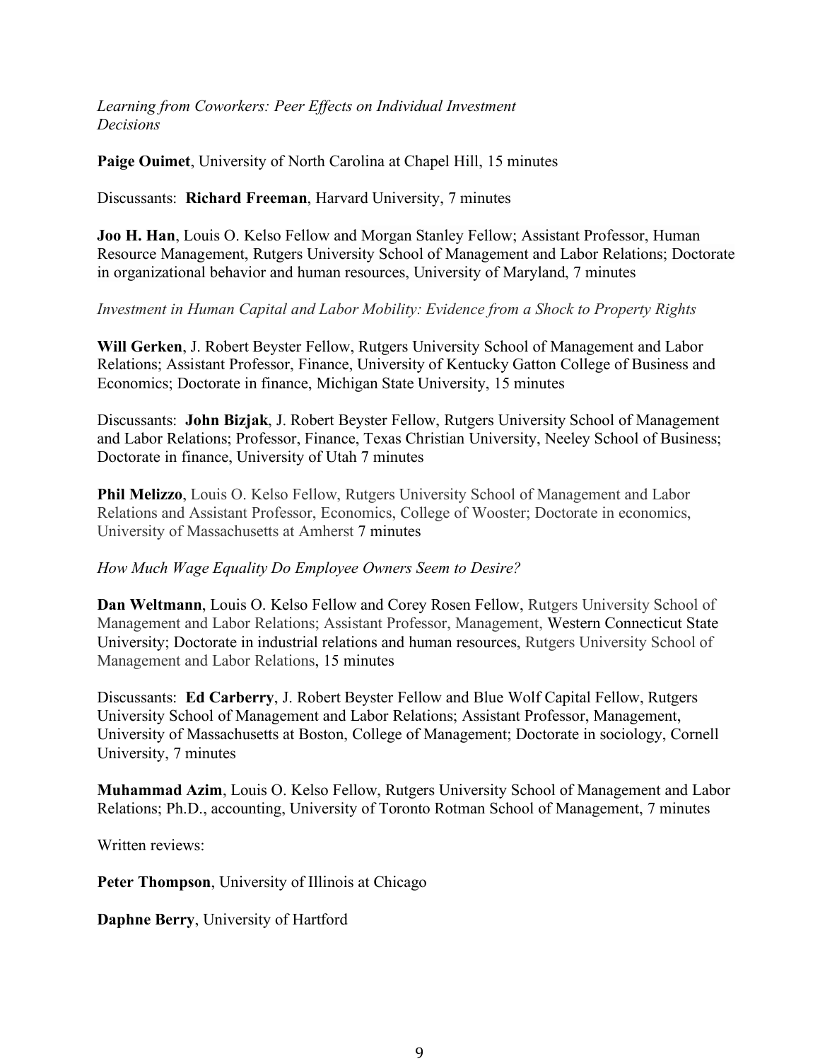*Learning from Coworkers: Peer Effects on Individual Investment Decisions*

**Paige Ouimet**, University of North Carolina at Chapel Hill, 15 minutes

Discussants: **Richard Freeman**, Harvard University, 7 minutes

**Joo H. Han**, Louis O. Kelso Fellow and Morgan Stanley Fellow; Assistant Professor, Human Resource Management, Rutgers University School of Management and Labor Relations; Doctorate in organizational behavior and human resources, University of Maryland, 7 minutes

*Investment in Human Capital and Labor Mobility: Evidence from a Shock to Property Rights*

**Will Gerken**, J. Robert Beyster Fellow, Rutgers University School of Management and Labor Relations; Assistant Professor, Finance, University of Kentucky Gatton College of Business and Economics; Doctorate in finance, Michigan State University, 15 minutes

Discussants: **John Bizjak**, J. Robert Beyster Fellow, Rutgers University School of Management and Labor Relations; Professor, Finance, Texas Christian University, Neeley School of Business; Doctorate in finance, University of Utah 7 minutes

**Phil Melizzo**, Louis O. Kelso Fellow, Rutgers University School of Management and Labor Relations and Assistant Professor, Economics, College of Wooster; Doctorate in economics, University of Massachusetts at Amherst 7 minutes

*How Much Wage Equality Do Employee Owners Seem to Desire?*

**Dan Weltmann**, Louis O. Kelso Fellow and Corey Rosen Fellow, Rutgers University School of Management and Labor Relations; Assistant Professor, Management, Western Connecticut State University; Doctorate in industrial relations and human resources, Rutgers University School of Management and Labor Relations, 15 minutes

Discussants: **Ed Carberry**, J. Robert Beyster Fellow and Blue Wolf Capital Fellow, Rutgers University School of Management and Labor Relations; Assistant Professor, Management, University of Massachusetts at Boston, College of Management; Doctorate in sociology, Cornell University, 7 minutes

**Muhammad Azim**, Louis O. Kelso Fellow, Rutgers University School of Management and Labor Relations; Ph.D., accounting, University of Toronto Rotman School of Management, 7 minutes

Written reviews:

**Peter Thompson**, University of Illinois at Chicago

**Daphne Berry**, University of Hartford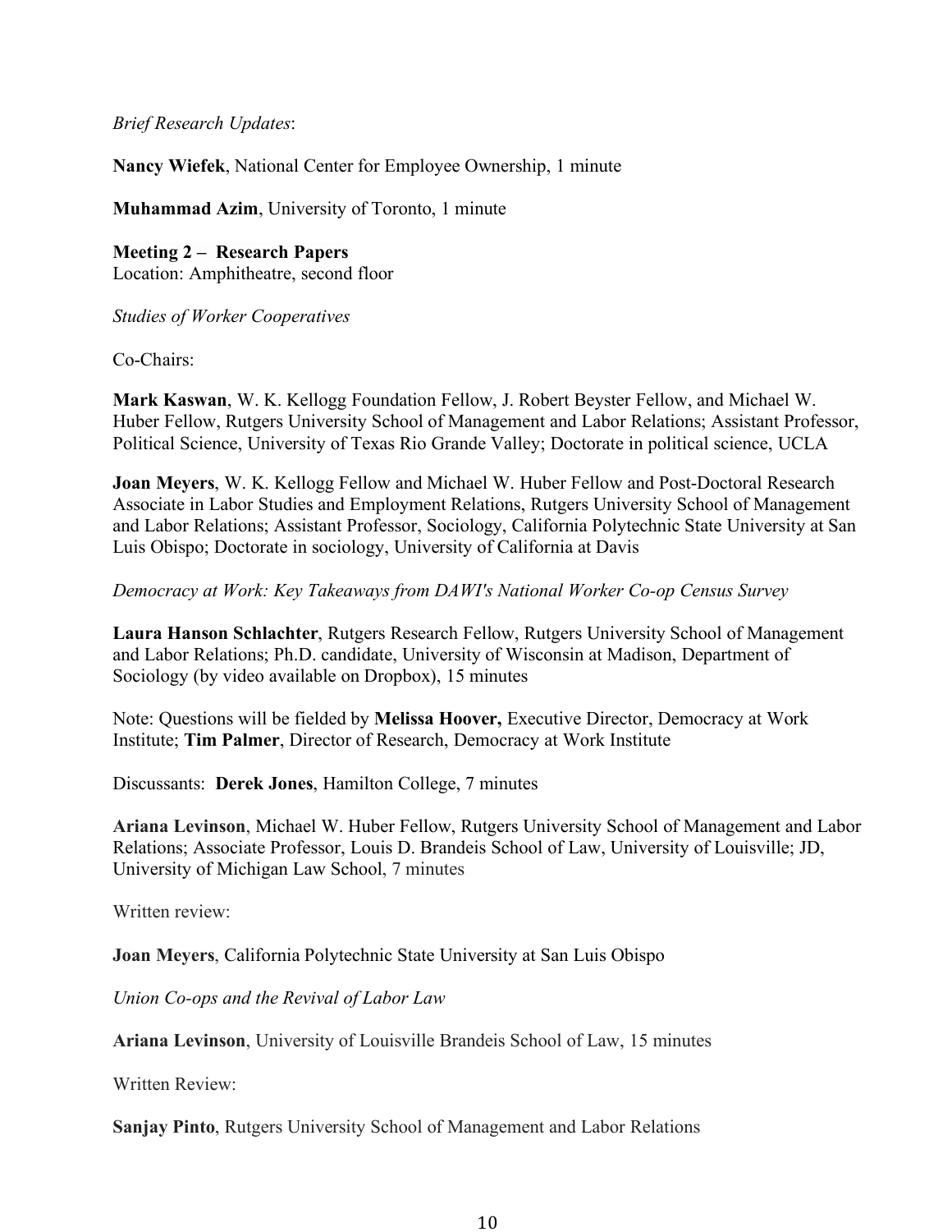*Brief Research Updates*:

**Nancy Wiefek**, National Center for Employee Ownership, 1 minute

**Muhammad Azim**, University of Toronto, 1 minute

**Meeting 2 – Research Papers**
Location: Amphitheatre, second floor

*Studies of Worker Cooperatives*

Co-Chairs:

**Mark Kaswan**, W. K. Kellogg Foundation Fellow, J. Robert Beyster Fellow, and Michael W. Huber Fellow, Rutgers University School of Management and Labor Relations; Assistant Professor, Political Science, University of Texas Rio Grande Valley; Doctorate in political science, UCLA

**Joan Meyers**, W. K. Kellogg Fellow and Michael W. Huber Fellow and Post-Doctoral Research Associate in Labor Studies and Employment Relations, Rutgers University School of Management and Labor Relations; Assistant Professor, Sociology, California Polytechnic State University at San Luis Obispo; Doctorate in sociology, University of California at Davis

*Democracy at Work: Key Takeaways from DAWI's National Worker Co-op Census Survey*

**Laura Hanson Schlachter**, Rutgers Research Fellow, Rutgers University School of Management and Labor Relations; Ph.D. candidate, University of Wisconsin at Madison, Department of Sociology (by video available on Dropbox), 15 minutes

Note: Questions will be fielded by **Melissa Hoover,** Executive Director, Democracy at Work Institute; **Tim Palmer**, Director of Research, Democracy at Work Institute

Discussants: **Derek Jones**, Hamilton College, 7 minutes

**Ariana Levinson**, Michael W. Huber Fellow, Rutgers University School of Management and Labor Relations; Associate Professor, Louis D. Brandeis School of Law, University of Louisville; JD, University of Michigan Law School, 7 minutes

Written review:

**Joan Meyers**, California Polytechnic State University at San Luis Obispo

*Union Co-ops and the Revival of Labor Law*

**Ariana Levinson**, University of Louisville Brandeis School of Law, 15 minutes

Written Review:

**Sanjay Pinto**, Rutgers University School of Management and Labor Relations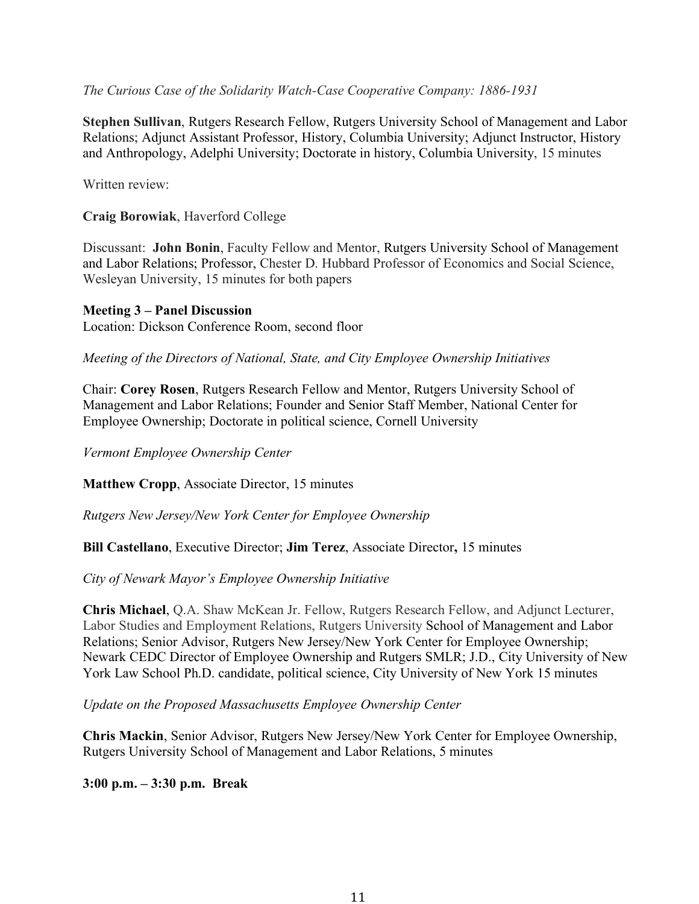*The Curious Case of the Solidarity Watch-Case Cooperative Company: 1886-1931*

**Stephen Sullivan**, Rutgers Research Fellow, Rutgers University School of Management and Labor Relations; Adjunct Assistant Professor, History, Columbia University; Adjunct Instructor, History and Anthropology, Adelphi University; Doctorate in history, Columbia University, 15 minutes

Written review:

**Craig Borowiak**, Haverford College

Discussant: **John Bonin**, Faculty Fellow and Mentor, Rutgers University School of Management and Labor Relations; Professor, Chester D. Hubbard Professor of Economics and Social Science, Wesleyan University, 15 minutes for both papers

**Meeting 3 – Panel Discussion**
Location: Dickson Conference Room, second floor

*Meeting of the Directors of National, State, and City Employee Ownership Initiatives*

Chair: **Corey Rosen**, Rutgers Research Fellow and Mentor, Rutgers University School of Management and Labor Relations; Founder and Senior Staff Member, National Center for Employee Ownership; Doctorate in political science, Cornell University

*Vermont Employee Ownership Center*

**Matthew Cropp**, Associate Director, 15 minutes

*Rutgers New Jersey/New York Center for Employee Ownership*

**Bill Castellano**, Executive Director; **Jim Terez**, Associate Director**,** 15 minutes

*City of Newark Mayor's Employee Ownership Initiative*

**Chris Michael**, Q.A. Shaw McKean Jr. Fellow, Rutgers Research Fellow, and Adjunct Lecturer, Labor Studies and Employment Relations, Rutgers University School of Management and Labor Relations; Senior Advisor, Rutgers New Jersey/New York Center for Employee Ownership; Newark CEDC Director of Employee Ownership and Rutgers SMLR; J.D., City University of New York Law School Ph.D. candidate, political science, City University of New York 15 minutes

*Update on the Proposed Massachusetts Employee Ownership Center*

**Chris Mackin**, Senior Advisor, Rutgers New Jersey/New York Center for Employee Ownership, Rutgers University School of Management and Labor Relations, 5 minutes

**3:00 p.m. – 3:30 p.m. Break**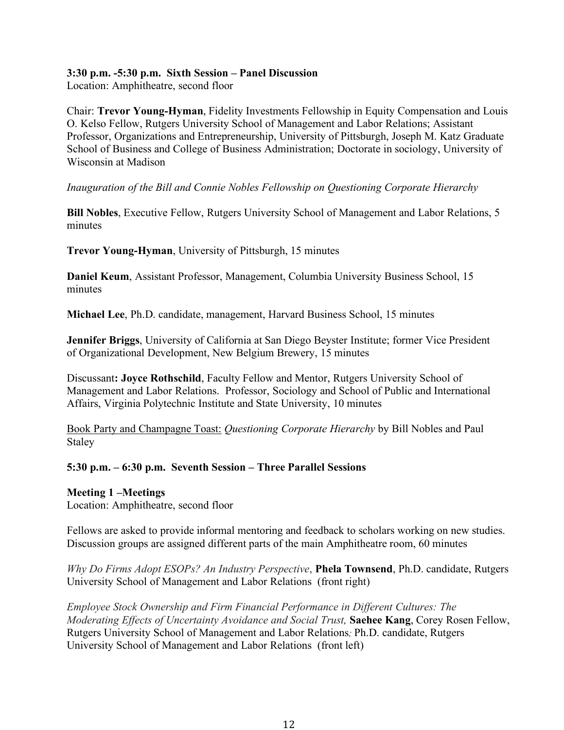**3:30 p.m. -5:30 p.m. Sixth Session – Panel Discussion**
Location: Amphitheatre, second floor

Chair: **Trevor Young-Hyman**, Fidelity Investments Fellowship in Equity Compensation and Louis O. Kelso Fellow, Rutgers University School of Management and Labor Relations; Assistant Professor, Organizations and Entrepreneurship, University of Pittsburgh, Joseph M. Katz Graduate School of Business and College of Business Administration; Doctorate in sociology, University of Wisconsin at Madison

*Inauguration of the Bill and Connie Nobles Fellowship on Questioning Corporate Hierarchy*

**Bill Nobles**, Executive Fellow, Rutgers University School of Management and Labor Relations, 5 minutes

**Trevor Young-Hyman**, University of Pittsburgh, 15 minutes

**Daniel Keum**, Assistant Professor, Management, Columbia University Business School, 15 minutes

**Michael Lee**, Ph.D. candidate, management, Harvard Business School, 15 minutes

**Jennifer Briggs**, University of California at San Diego Beyster Institute; former Vice President of Organizational Development, New Belgium Brewery, 15 minutes

Discussant**: Joyce Rothschild**, Faculty Fellow and Mentor, Rutgers University School of Management and Labor Relations. Professor, Sociology and School of Public and International Affairs, Virginia Polytechnic Institute and State University, 10 minutes

<u>Book Party and Champagne Toast:</u> *Questioning Corporate Hierarchy* by Bill Nobles and Paul Staley

**5:30 p.m. – 6:30 p.m. Seventh Session – Three Parallel Sessions**

**Meeting 1 –Meetings**
Location: Amphitheatre, second floor

Fellows are asked to provide informal mentoring and feedback to scholars working on new studies. Discussion groups are assigned different parts of the main Amphitheatre room, 60 minutes

*Why Do Firms Adopt ESOPs? An Industry Perspective*, **Phela Townsend**, Ph.D. candidate, Rutgers University School of Management and Labor Relations (front right)

*Employee Stock Ownership and Firm Financial Performance in Different Cultures: The Moderating Effects of Uncertainty Avoidance and Social Trust,* **Saehee Kang**, Corey Rosen Fellow, Rutgers University School of Management and Labor Relations; Ph.D. candidate, Rutgers University School of Management and Labor Relations (front left)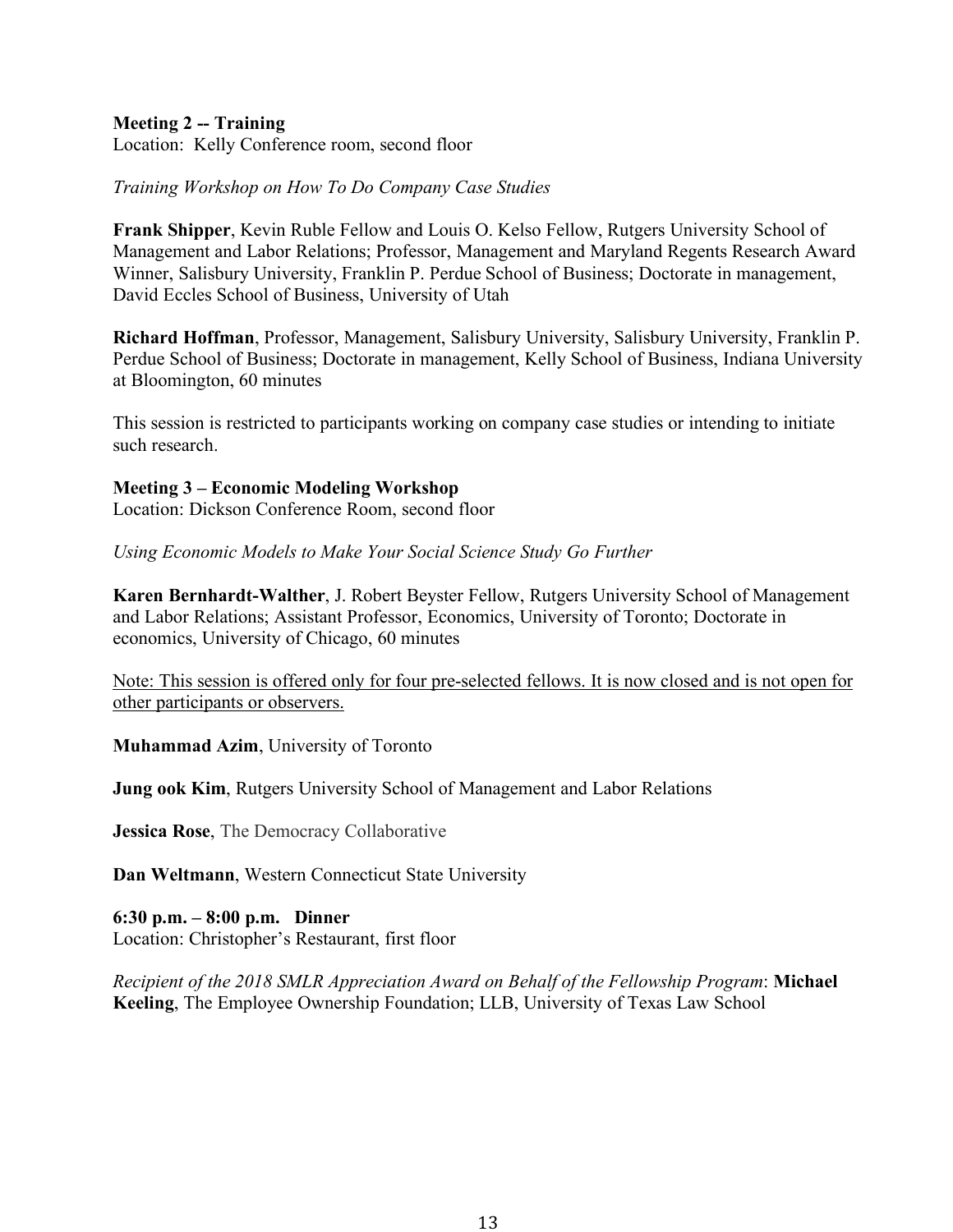**Meeting 2 -- Training**
Location: Kelly Conference room, second floor

*Training Workshop on How To Do Company Case Studies*

**Frank Shipper**, Kevin Ruble Fellow and Louis O. Kelso Fellow, Rutgers University School of Management and Labor Relations; Professor, Management and Maryland Regents Research Award Winner, Salisbury University, Franklin P. Perdue School of Business; Doctorate in management, David Eccles School of Business, University of Utah

**Richard Hoffman**, Professor, Management, Salisbury University, Salisbury University, Franklin P. Perdue School of Business; Doctorate in management, Kelly School of Business, Indiana University at Bloomington, 60 minutes

This session is restricted to participants working on company case studies or intending to initiate such research.

**Meeting 3 – Economic Modeling Workshop**
Location: Dickson Conference Room, second floor

*Using Economic Models to Make Your Social Science Study Go Further*

**Karen Bernhardt-Walther**, J. Robert Beyster Fellow, Rutgers University School of Management and Labor Relations; Assistant Professor, Economics, University of Toronto; Doctorate in economics, University of Chicago, 60 minutes

<u>Note: This session is offered only for four pre-selected fellows. It is now closed and is not open for other participants or observers.</u>

**Muhammad Azim**, University of Toronto

**Jung ook Kim**, Rutgers University School of Management and Labor Relations

**Jessica Rose**, The Democracy Collaborative

**Dan Weltmann**, Western Connecticut State University

**6:30 p.m. – 8:00 p.m. Dinner**
Location: Christopher's Restaurant, first floor

*Recipient of the 2018 SMLR Appreciation Award on Behalf of the Fellowship Program*: **Michael Keeling**, The Employee Ownership Foundation; LLB, University of Texas Law School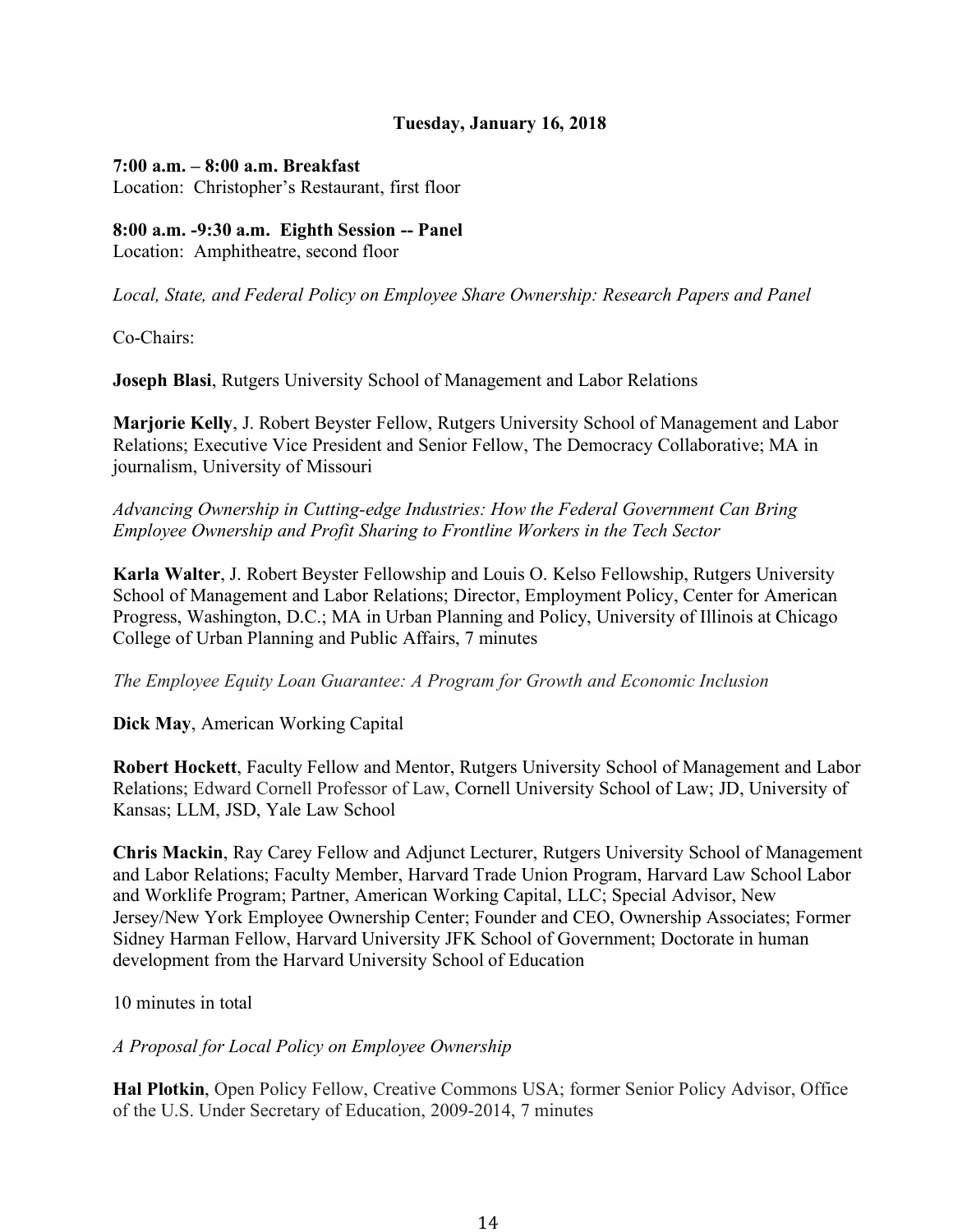**Tuesday, January 16, 2018**

**7:00 a.m. – 8:00 a.m. Breakfast**
Location: Christopher's Restaurant, first floor

**8:00 a.m. -9:30 a.m. Eighth Session -- Panel**
Location: Amphitheatre, second floor

*Local, State, and Federal Policy on Employee Share Ownership: Research Papers and Panel*

Co-Chairs:

**Joseph Blasi**, Rutgers University School of Management and Labor Relations

**Marjorie Kelly**, J. Robert Beyster Fellow, Rutgers University School of Management and Labor Relations; Executive Vice President and Senior Fellow, The Democracy Collaborative; MA in journalism, University of Missouri

*Advancing Ownership in Cutting-edge Industries: How the Federal Government Can Bring Employee Ownership and Profit Sharing to Frontline Workers in the Tech Sector*

**Karla Walter**, J. Robert Beyster Fellowship and Louis O. Kelso Fellowship, Rutgers University School of Management and Labor Relations; Director, Employment Policy, Center for American Progress, Washington, D.C.; MA in Urban Planning and Policy, University of Illinois at Chicago College of Urban Planning and Public Affairs, 7 minutes

*The Employee Equity Loan Guarantee: A Program for Growth and Economic Inclusion*

**Dick May**, American Working Capital

**Robert Hockett**, Faculty Fellow and Mentor, Rutgers University School of Management and Labor Relations; Edward Cornell Professor of Law, Cornell University School of Law; JD, University of Kansas; LLM, JSD, Yale Law School

**Chris Mackin**, Ray Carey Fellow and Adjunct Lecturer, Rutgers University School of Management and Labor Relations; Faculty Member, Harvard Trade Union Program, Harvard Law School Labor and Worklife Program; Partner, American Working Capital, LLC; Special Advisor, New Jersey/New York Employee Ownership Center; Founder and CEO, Ownership Associates; Former Sidney Harman Fellow, Harvard University JFK School of Government; Doctorate in human development from the Harvard University School of Education

10 minutes in total

*A Proposal for Local Policy on Employee Ownership*

**Hal Plotkin**, Open Policy Fellow, Creative Commons USA; former Senior Policy Advisor, Office of the U.S. Under Secretary of Education, 2009-2014, 7 minutes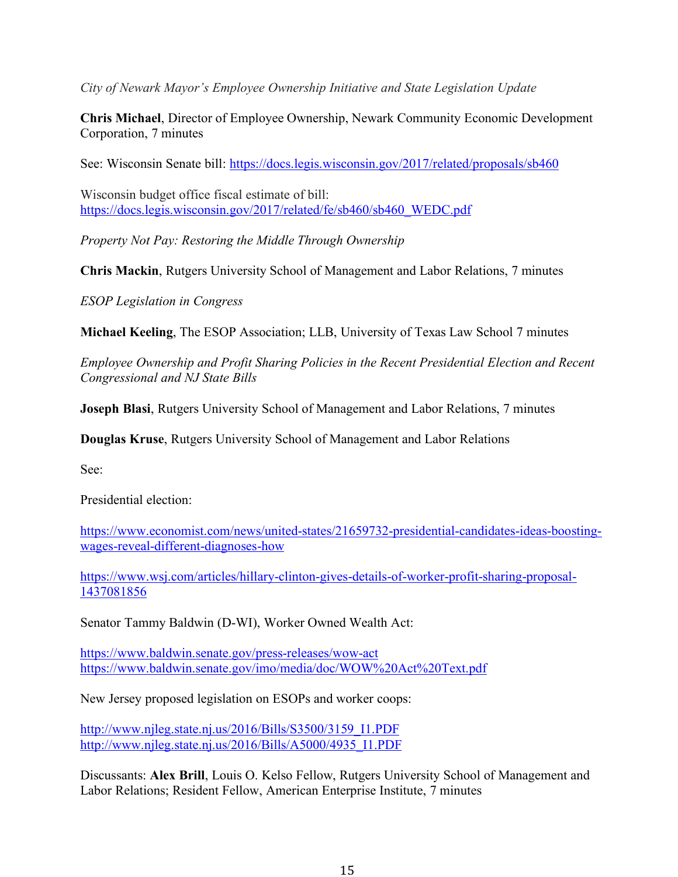*City of Newark Mayor's Employee Ownership Initiative and State Legislation Update*

**Chris Michael**, Director of Employee Ownership, Newark Community Economic Development Corporation, 7 minutes

See: Wisconsin Senate bill: https://docs.legis.wisconsin.gov/2017/related/proposals/sb460

Wisconsin budget office fiscal estimate of bill: https://docs.legis.wisconsin.gov/2017/related/fe/sb460/sb460_WEDC.pdf

*Property Not Pay: Restoring the Middle Through Ownership*

**Chris Mackin**, Rutgers University School of Management and Labor Relations, 7 minutes

*ESOP Legislation in Congress*

**Michael Keeling**, The ESOP Association; LLB, University of Texas Law School 7 minutes

*Employee Ownership and Profit Sharing Policies in the Recent Presidential Election and Recent Congressional and NJ State Bills*

**Joseph Blasi**, Rutgers University School of Management and Labor Relations, 7 minutes

**Douglas Kruse**, Rutgers University School of Management and Labor Relations

See:

Presidential election:

https://www.economist.com/news/united-states/21659732-presidential-candidates-ideas-boosting-wages-reveal-different-diagnoses-how

https://www.wsj.com/articles/hillary-clinton-gives-details-of-worker-profit-sharing-proposal-1437081856

Senator Tammy Baldwin (D-WI), Worker Owned Wealth Act:

https://www.baldwin.senate.gov/press-releases/wow-act
https://www.baldwin.senate.gov/imo/media/doc/WOW%20Act%20Text.pdf

New Jersey proposed legislation on ESOPs and worker coops:

http://www.njleg.state.nj.us/2016/Bills/S3500/3159_I1.PDF
http://www.njleg.state.nj.us/2016/Bills/A5000/4935_I1.PDF

Discussants: **Alex Brill**, Louis O. Kelso Fellow, Rutgers University School of Management and Labor Relations; Resident Fellow, American Enterprise Institute, 7 minutes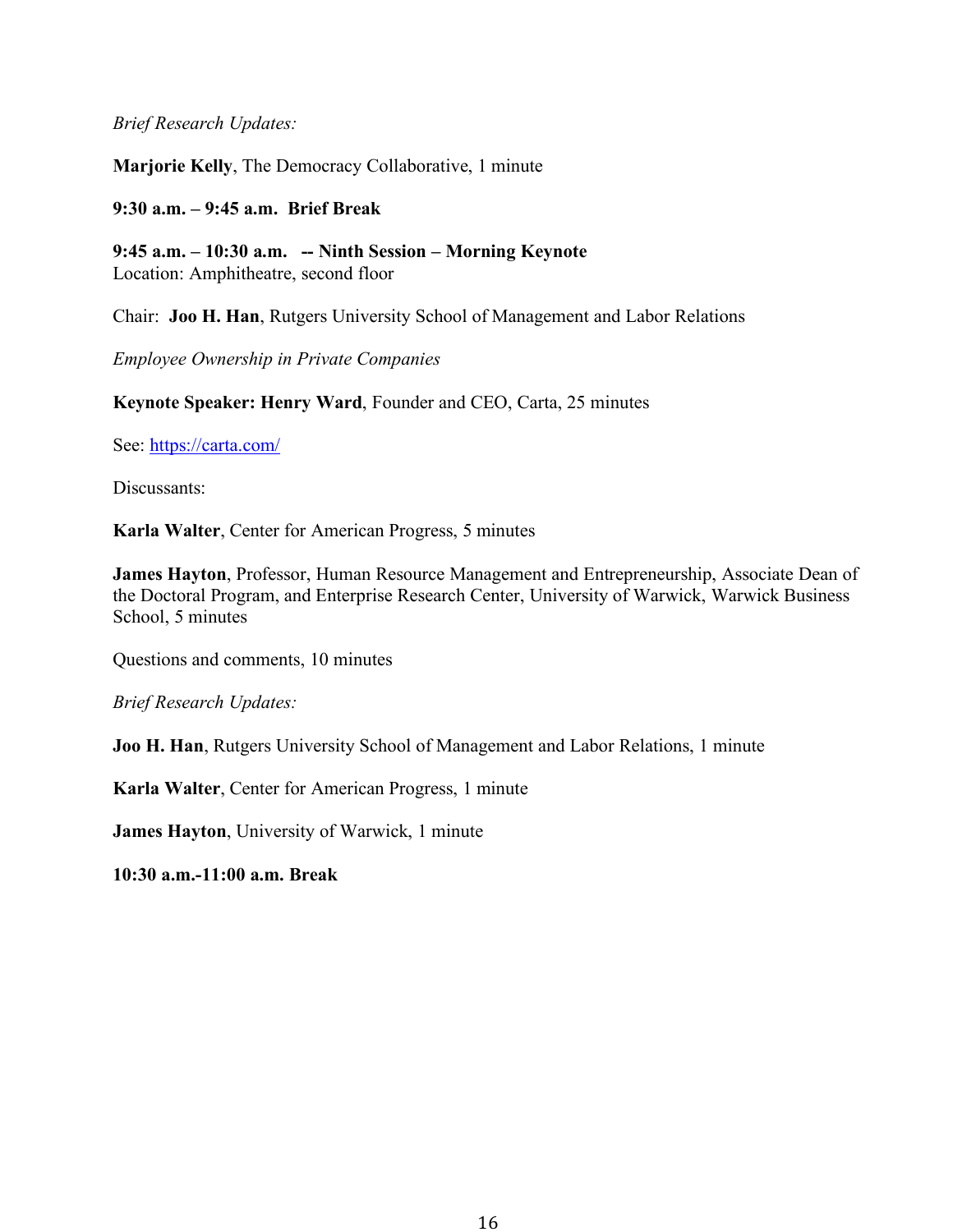*Brief Research Updates:*

**Marjorie Kelly**, The Democracy Collaborative, 1 minute

**9:30 a.m. – 9:45 a.m. Brief Break**

**9:45 a.m. – 10:30 a.m. -- Ninth Session – Morning Keynote**
Location: Amphitheatre, second floor

Chair: **Joo H. Han**, Rutgers University School of Management and Labor Relations

*Employee Ownership in Private Companies*

**Keynote Speaker: Henry Ward**, Founder and CEO, Carta, 25 minutes

See: [https://carta.com/](https://carta.com/)

Discussants:

**Karla Walter**, Center for American Progress, 5 minutes

**James Hayton**, Professor, Human Resource Management and Entrepreneurship, Associate Dean of the Doctoral Program, and Enterprise Research Center, University of Warwick, Warwick Business School, 5 minutes

Questions and comments, 10 minutes

*Brief Research Updates:*

**Joo H. Han**, Rutgers University School of Management and Labor Relations, 1 minute

**Karla Walter**, Center for American Progress, 1 minute

**James Hayton**, University of Warwick, 1 minute

**10:30 a.m.-11:00 a.m. Break**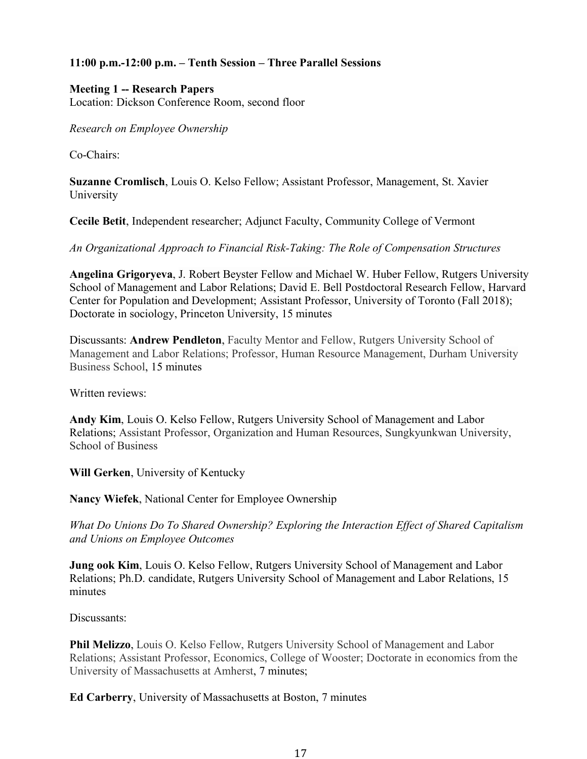**11:00 p.m.-12:00 p.m. – Tenth Session – Three Parallel Sessions**

**Meeting 1 -- Research Papers**
Location: Dickson Conference Room, second floor

*Research on Employee Ownership*

Co-Chairs:

**Suzanne Cromlisch**, Louis O. Kelso Fellow; Assistant Professor, Management, St. Xavier University

**Cecile Betit**, Independent researcher; Adjunct Faculty, Community College of Vermont

*An Organizational Approach to Financial Risk-Taking: The Role of Compensation Structures*

**Angelina Grigoryeva**, J. Robert Beyster Fellow and Michael W. Huber Fellow, Rutgers University School of Management and Labor Relations; David E. Bell Postdoctoral Research Fellow, Harvard Center for Population and Development; Assistant Professor, University of Toronto (Fall 2018); Doctorate in sociology, Princeton University, 15 minutes

Discussants: **Andrew Pendleton**, Faculty Mentor and Fellow, Rutgers University School of Management and Labor Relations; Professor, Human Resource Management, Durham University Business School, 15 minutes

Written reviews:

**Andy Kim**, Louis O. Kelso Fellow, Rutgers University School of Management and Labor Relations; Assistant Professor, Organization and Human Resources, Sungkyunkwan University, School of Business

**Will Gerken**, University of Kentucky

**Nancy Wiefek**, National Center for Employee Ownership

*What Do Unions Do To Shared Ownership? Exploring the Interaction Effect of Shared Capitalism and Unions on Employee Outcomes*

**Jung ook Kim**, Louis O. Kelso Fellow, Rutgers University School of Management and Labor Relations; Ph.D. candidate, Rutgers University School of Management and Labor Relations, 15 minutes

Discussants:

**Phil Melizzo**, Louis O. Kelso Fellow, Rutgers University School of Management and Labor Relations; Assistant Professor, Economics, College of Wooster; Doctorate in economics from the University of Massachusetts at Amherst, 7 minutes;

**Ed Carberry**, University of Massachusetts at Boston, 7 minutes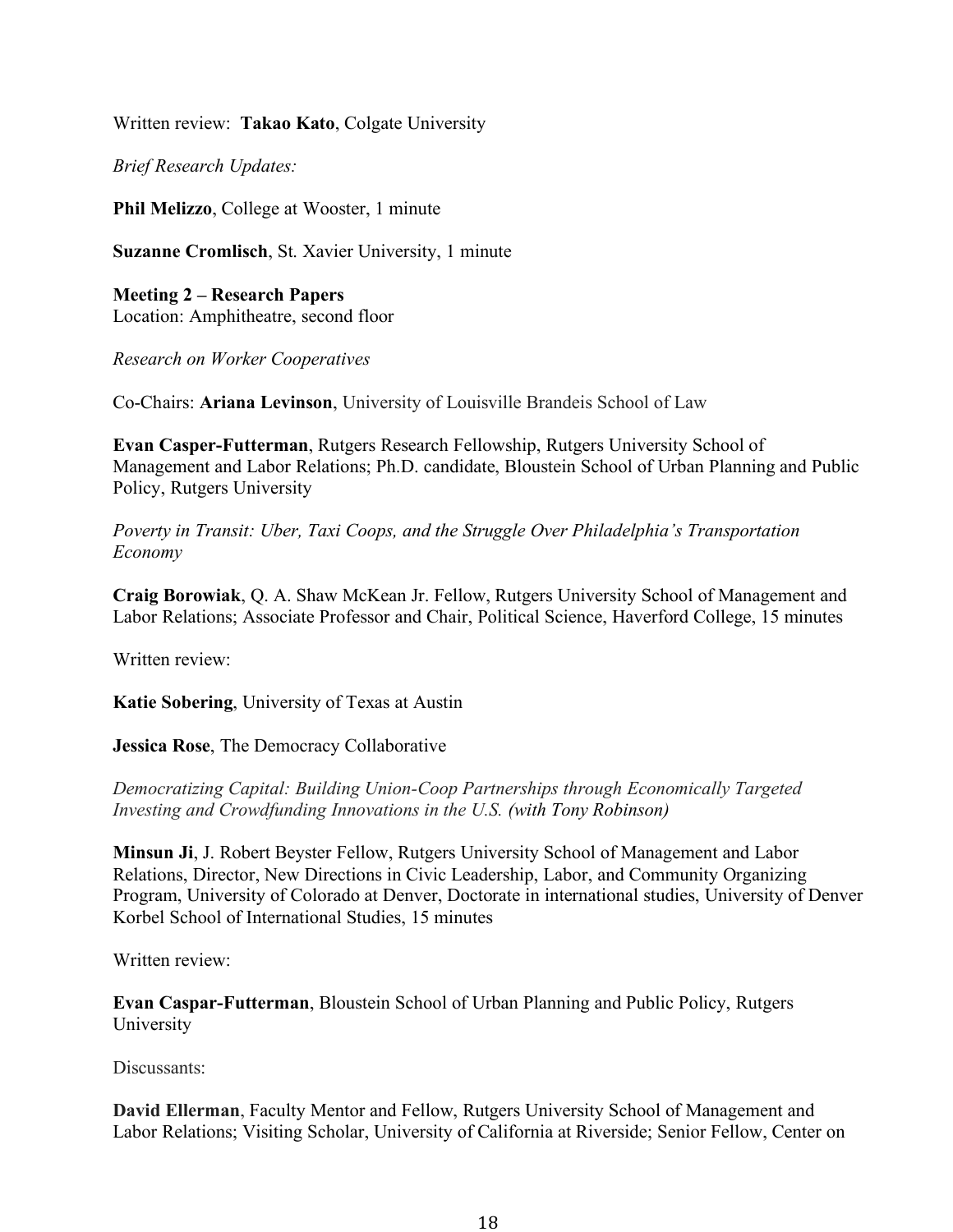Written review: **Takao Kato**, Colgate University

*Brief Research Updates:*

**Phil Melizzo**, College at Wooster, 1 minute

**Suzanne Cromlisch**, St. Xavier University, 1 minute

**Meeting 2 – Research Papers**
Location: Amphitheatre, second floor

*Research on Worker Cooperatives*

Co-Chairs: **Ariana Levinson**, University of Louisville Brandeis School of Law

**Evan Casper-Futterman**, Rutgers Research Fellowship, Rutgers University School of Management and Labor Relations; Ph.D. candidate, Bloustein School of Urban Planning and Public Policy, Rutgers University

*Poverty in Transit: Uber, Taxi Coops, and the Struggle Over Philadelphia's Transportation Economy*

**Craig Borowiak**, Q. A. Shaw McKean Jr. Fellow, Rutgers University School of Management and Labor Relations; Associate Professor and Chair, Political Science, Haverford College, 15 minutes

Written review:

**Katie Sobering**, University of Texas at Austin

**Jessica Rose**, The Democracy Collaborative

*Democratizing Capital: Building Union-Coop Partnerships through Economically Targeted Investing and Crowdfunding Innovations in the U.S. (with Tony Robinson)*

**Minsun Ji**, J. Robert Beyster Fellow, Rutgers University School of Management and Labor Relations, Director, New Directions in Civic Leadership, Labor, and Community Organizing Program, University of Colorado at Denver, Doctorate in international studies, University of Denver Korbel School of International Studies, 15 minutes

Written review:

**Evan Caspar-Futterman**, Bloustein School of Urban Planning and Public Policy, Rutgers University

Discussants:

**David Ellerman**, Faculty Mentor and Fellow, Rutgers University School of Management and Labor Relations; Visiting Scholar, University of California at Riverside; Senior Fellow, Center on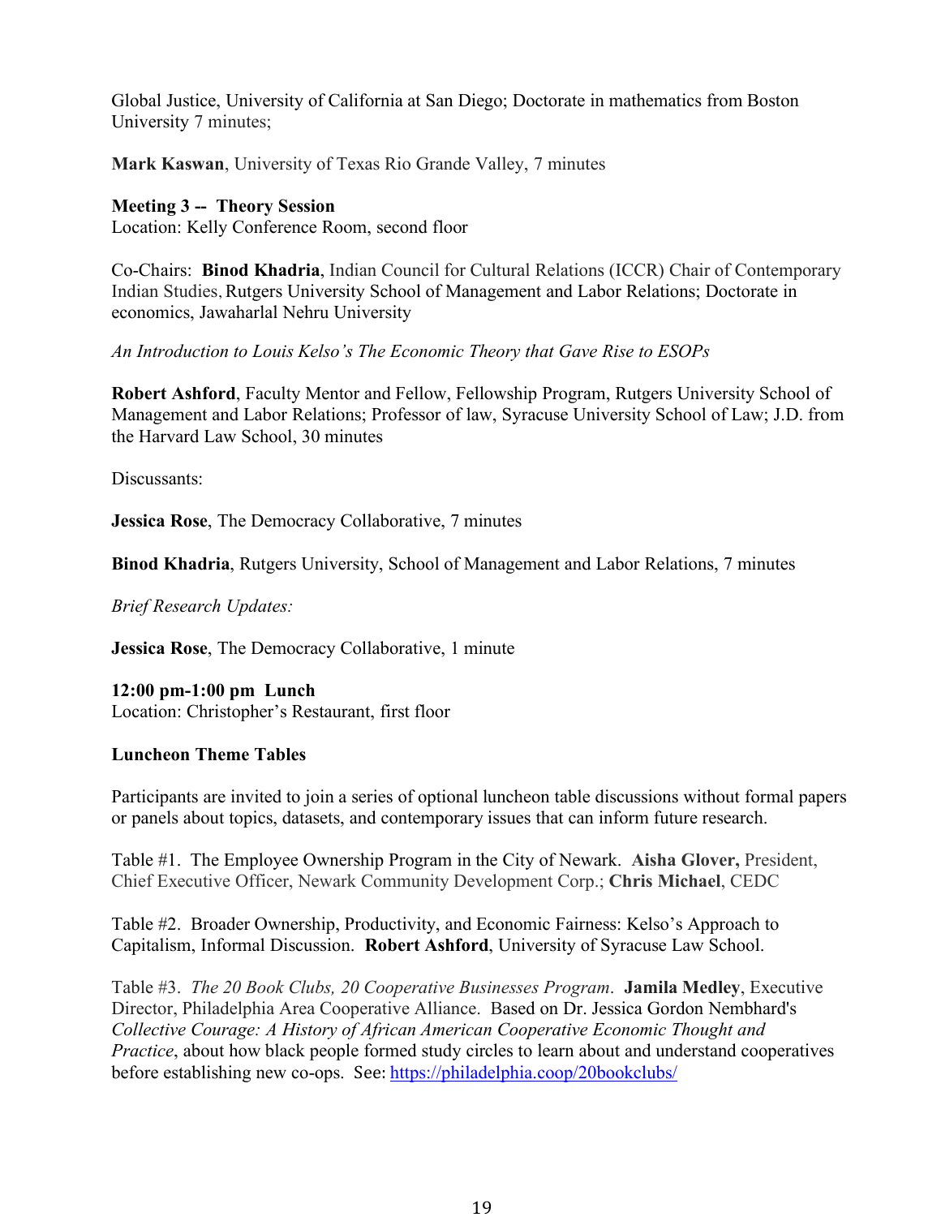Global Justice, University of California at San Diego; Doctorate in mathematics from Boston University 7 minutes;

**Mark Kaswan**, University of Texas Rio Grande Valley, 7 minutes

**Meeting 3 -- Theory Session**
Location: Kelly Conference Room, second floor

Co-Chairs: **Binod Khadria**, Indian Council for Cultural Relations (ICCR) Chair of Contemporary Indian Studies, Rutgers University School of Management and Labor Relations; Doctorate in economics, Jawaharlal Nehru University

*An Introduction to Louis Kelso's The Economic Theory that Gave Rise to ESOPs*

**Robert Ashford**, Faculty Mentor and Fellow, Fellowship Program, Rutgers University School of Management and Labor Relations; Professor of law, Syracuse University School of Law; J.D. from the Harvard Law School, 30 minutes

Discussants:

**Jessica Rose**, The Democracy Collaborative, 7 minutes

**Binod Khadria**, Rutgers University, School of Management and Labor Relations, 7 minutes

*Brief Research Updates:*

**Jessica Rose**, The Democracy Collaborative, 1 minute

**12:00 pm-1:00 pm Lunch**
Location: Christopher's Restaurant, first floor

**Luncheon Theme Tables**

Participants are invited to join a series of optional luncheon table discussions without formal papers or panels about topics, datasets, and contemporary issues that can inform future research.

Table #1. The Employee Ownership Program in the City of Newark. **Aisha Glover,** President, Chief Executive Officer, Newark Community Development Corp.; **Chris Michael**, CEDC

Table #2. Broader Ownership, Productivity, and Economic Fairness: Kelso's Approach to Capitalism, Informal Discussion. **Robert Ashford**, University of Syracuse Law School.

Table #3. *The 20 Book Clubs, 20 Cooperative Businesses Program*. **Jamila Medley**, Executive Director, Philadelphia Area Cooperative Alliance. Based on Dr. Jessica Gordon Nembhard's *Collective Courage: A History of African American Cooperative Economic Thought and Practice*, about how black people formed study circles to learn about and understand cooperatives before establishing new co-ops. See: [https://philadelphia.coop/20bookclubs/](https://philadelphia.coop/20bookclubs/)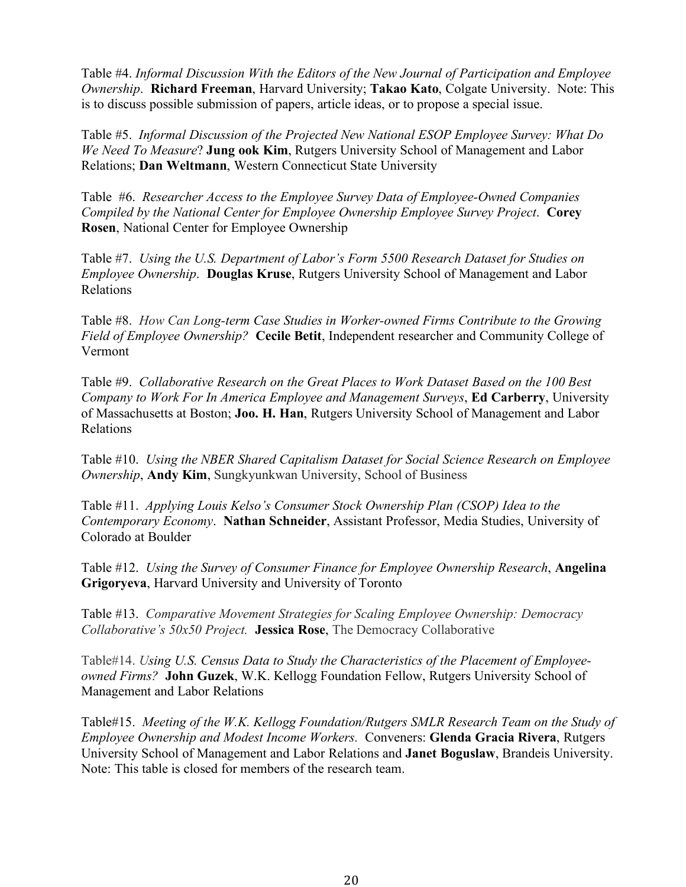Table #4. *Informal Discussion With the Editors of the New Journal of Participation and Employee Ownership*. **Richard Freeman**, Harvard University; **Takao Kato**, Colgate University. Note: This is to discuss possible submission of papers, article ideas, or to propose a special issue.

Table #5. *Informal Discussion of the Projected New National ESOP Employee Survey: What Do We Need To Measure*? **Jung ook Kim**, Rutgers University School of Management and Labor Relations; **Dan Weltmann**, Western Connecticut State University

Table #6. *Researcher Access to the Employee Survey Data of Employee-Owned Companies Compiled by the National Center for Employee Ownership Employee Survey Project*. **Corey Rosen**, National Center for Employee Ownership

Table #7. *Using the U.S. Department of Labor's Form 5500 Research Dataset for Studies on Employee Ownership*. **Douglas Kruse**, Rutgers University School of Management and Labor Relations

Table #8. *How Can Long-term Case Studies in Worker-owned Firms Contribute to the Growing Field of Employee Ownership?* **Cecile Betit**, Independent researcher and Community College of Vermont

Table #9. *Collaborative Research on the Great Places to Work Dataset Based on the 100 Best Company to Work For In America Employee and Management Surveys*, **Ed Carberry**, University of Massachusetts at Boston; **Joo. H. Han**, Rutgers University School of Management and Labor Relations

Table #10. *Using the NBER Shared Capitalism Dataset for Social Science Research on Employee Ownership*, **Andy Kim**, Sungkyunkwan University, School of Business

Table #11. *Applying Louis Kelso's Consumer Stock Ownership Plan (CSOP) Idea to the Contemporary Economy*. **Nathan Schneider**, Assistant Professor, Media Studies, University of Colorado at Boulder

Table #12. *Using the Survey of Consumer Finance for Employee Ownership Research*, **Angelina Grigoryeva**, Harvard University and University of Toronto

Table #13. *Comparative Movement Strategies for Scaling Employee Ownership: Democracy Collaborative's 50x50 Project.* **Jessica Rose**, The Democracy Collaborative

Table#14. *Using U.S. Census Data to Study the Characteristics of the Placement of Employee-owned Firms?* **John Guzek**, W.K. Kellogg Foundation Fellow, Rutgers University School of Management and Labor Relations

Table#15. *Meeting of the W.K. Kellogg Foundation/Rutgers SMLR Research Team on the Study of Employee Ownership and Modest Income Workers.* Conveners: **Glenda Gracia Rivera**, Rutgers University School of Management and Labor Relations and **Janet Boguslaw**, Brandeis University. Note: This table is closed for members of the research team.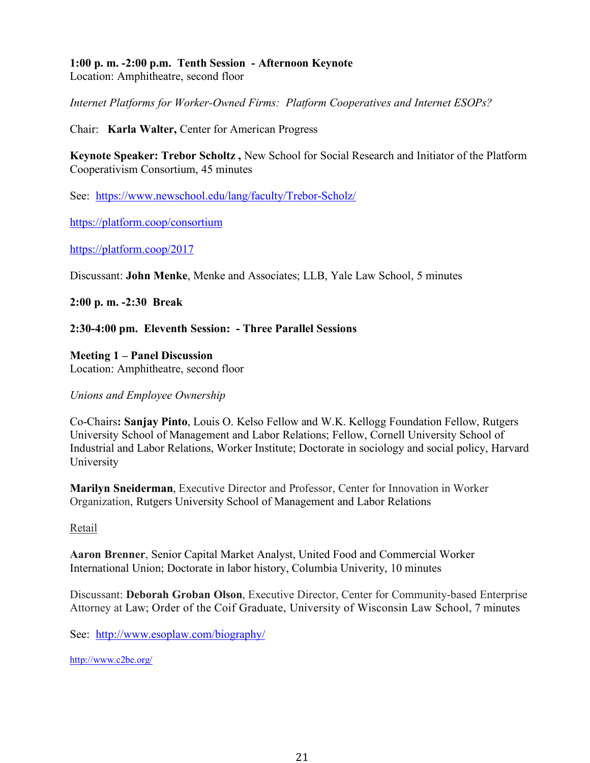**1:00 p. m. -2:00 p.m. Tenth Session - Afternoon Keynote**
Location: Amphitheatre, second floor

*Internet Platforms for Worker-Owned Firms: Platform Cooperatives and Internet ESOPs?*

Chair: **Karla Walter,** Center for American Progress

**Keynote Speaker: Trebor Scholtz ,** New School for Social Research and Initiator of the Platform Cooperativism Consortium, 45 minutes

See: https://www.newschool.edu/lang/faculty/Trebor-Scholz/

https://platform.coop/consortium

https://platform.coop/2017

Discussant: **John Menke**, Menke and Associates; LLB, Yale Law School, 5 minutes

**2:00 p. m. -2:30 Break**

**2:30-4:00 pm. Eleventh Session: - Three Parallel Sessions**

**Meeting 1 – Panel Discussion**
Location: Amphitheatre, second floor

*Unions and Employee Ownership*

Co-Chairs**: Sanjay Pinto**, Louis O. Kelso Fellow and W.K. Kellogg Foundation Fellow, Rutgers University School of Management and Labor Relations; Fellow, Cornell University School of Industrial and Labor Relations, Worker Institute; Doctorate in sociology and social policy, Harvard University

**Marilyn Sneiderman**, Executive Director and Professor, Center for Innovation in Worker Organization, Rutgers University School of Management and Labor Relations

Retail

**Aaron Brenner**, Senior Capital Market Analyst, United Food and Commercial Worker International Union; Doctorate in labor history, Columbia Univerity, 10 minutes

Discussant: **Deborah Groban Olson**, Executive Director, Center for Community-based Enterprise Attorney at Law; Order of the Coif Graduate, University of Wisconsin Law School, 7 minutes

See: http://www.esoplaw.com/biography/

http://www.c2be.org/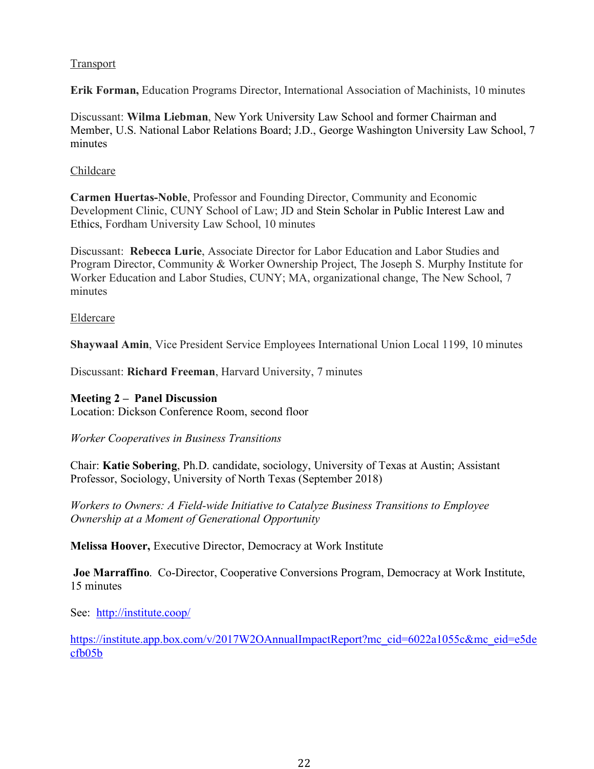<u>Transport</u>

**Erik Forman,** Education Programs Director, International Association of Machinists, 10 minutes

Discussant: **Wilma Liebman**, New York University Law School and former Chairman and Member, U.S. National Labor Relations Board; J.D., George Washington University Law School, 7 minutes

<u>Childcare</u>

**Carmen Huertas-Noble**, Professor and Founding Director, Community and Economic Development Clinic, CUNY School of Law; JD and Stein Scholar in Public Interest Law and Ethics, Fordham University Law School, 10 minutes

Discussant: **Rebecca Lurie**, Associate Director for Labor Education and Labor Studies and Program Director, Community & Worker Ownership Project, The Joseph S. Murphy Institute for Worker Education and Labor Studies, CUNY; MA, organizational change, The New School, 7 minutes

<u>Eldercare</u>

**Shaywaal Amin**, Vice President Service Employees International Union Local 1199, 10 minutes

Discussant: **Richard Freeman**, Harvard University, 7 minutes

**Meeting 2 – Panel Discussion**
Location: Dickson Conference Room, second floor

*Worker Cooperatives in Business Transitions*

Chair: **Katie Sobering**, Ph.D. candidate, sociology, University of Texas at Austin; Assistant Professor, Sociology, University of North Texas (September 2018)

*Workers to Owners: A Field-wide Initiative to Catalyze Business Transitions to Employee Ownership at a Moment of Generational Opportunity*

**Melissa Hoover,** Executive Director, Democracy at Work Institute

**Joe Marraffino**. Co-Director, Cooperative Conversions Program, Democracy at Work Institute, 15 minutes

See: [http://institute.coop/](http://institute.coop/)

[https://institute.app.box.com/v/2017W2OAnnualImpactReport?mc_cid=6022a1055c&mc_eid=e5decfb05b](https://institute.app.box.com/v/2017W2OAnnualImpactReport?mc_cid=6022a1055c&mc_eid=e5decfb05b)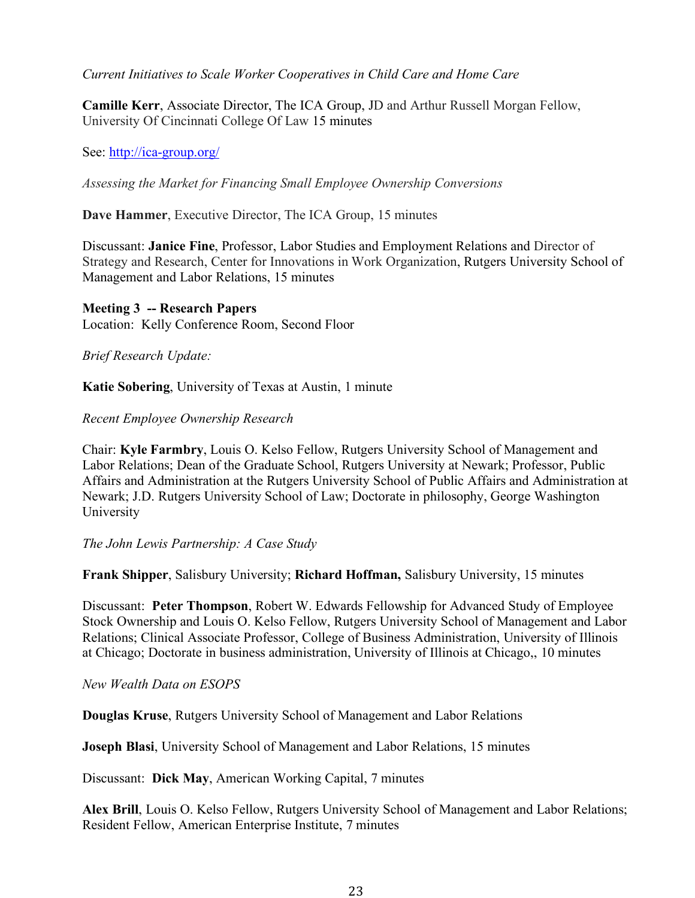*Current Initiatives to Scale Worker Cooperatives in Child Care and Home Care*

**Camille Kerr**, Associate Director, The ICA Group, JD and Arthur Russell Morgan Fellow, University Of Cincinnati College Of Law 15 minutes

See: http://ica-group.org/

*Assessing the Market for Financing Small Employee Ownership Conversions*

**Dave Hammer**, Executive Director, The ICA Group, 15 minutes

Discussant: **Janice Fine**, Professor, Labor Studies and Employment Relations and Director of Strategy and Research, Center for Innovations in Work Organization, Rutgers University School of Management and Labor Relations, 15 minutes

**Meeting 3 -- Research Papers**
Location: Kelly Conference Room, Second Floor

*Brief Research Update:*

**Katie Sobering**, University of Texas at Austin, 1 minute

*Recent Employee Ownership Research*

Chair: **Kyle Farmbry**, Louis O. Kelso Fellow, Rutgers University School of Management and Labor Relations; Dean of the Graduate School, Rutgers University at Newark; Professor, Public Affairs and Administration at the Rutgers University School of Public Affairs and Administration at Newark; J.D. Rutgers University School of Law; Doctorate in philosophy, George Washington University

*The John Lewis Partnership: A Case Study*

**Frank Shipper**, Salisbury University; **Richard Hoffman,** Salisbury University, 15 minutes

Discussant: **Peter Thompson**, Robert W. Edwards Fellowship for Advanced Study of Employee Stock Ownership and Louis O. Kelso Fellow, Rutgers University School of Management and Labor Relations; Clinical Associate Professor, College of Business Administration, University of Illinois at Chicago; Doctorate in business administration, University of Illinois at Chicago,, 10 minutes

*New Wealth Data on ESOPS*

**Douglas Kruse**, Rutgers University School of Management and Labor Relations

**Joseph Blasi**, University School of Management and Labor Relations, 15 minutes

Discussant: **Dick May**, American Working Capital, 7 minutes

**Alex Brill**, Louis O. Kelso Fellow, Rutgers University School of Management and Labor Relations; Resident Fellow, American Enterprise Institute, 7 minutes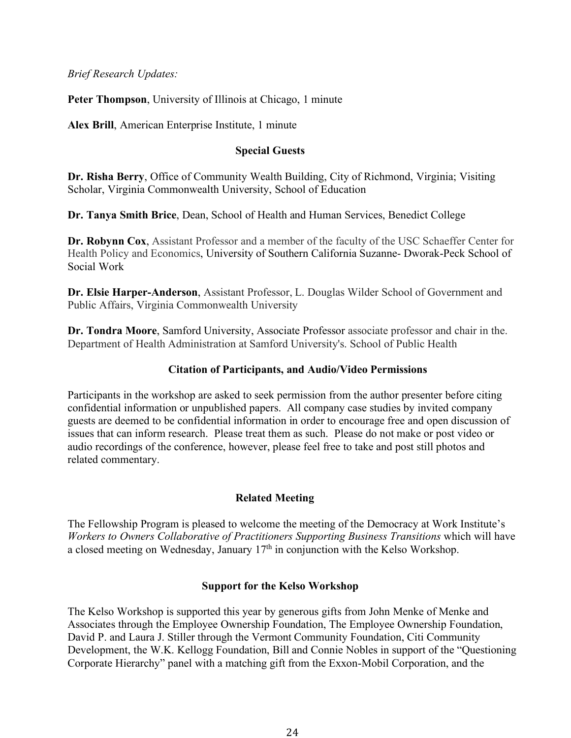*Brief Research Updates:*

**Peter Thompson**, University of Illinois at Chicago, 1 minute

**Alex Brill**, American Enterprise Institute, 1 minute

### Special Guests

**Dr. Risha Berry**, Office of Community Wealth Building, City of Richmond, Virginia; Visiting Scholar, Virginia Commonwealth University, School of Education

**Dr. Tanya Smith Brice**, Dean, School of Health and Human Services, Benedict College

**Dr. Robynn Cox**, Assistant Professor and a member of the faculty of the USC Schaeffer Center for Health Policy and Economics, University of Southern California Suzanne- Dworak-Peck School of Social Work

**Dr. Elsie Harper-Anderson**, Assistant Professor, L. Douglas Wilder School of Government and Public Affairs, Virginia Commonwealth University

**Dr. Tondra Moore**, Samford University, Associate Professor associate professor and chair in the. Department of Health Administration at Samford University's. School of Public Health

### Citation of Participants, and Audio/Video Permissions

Participants in the workshop are asked to seek permission from the author presenter before citing confidential information or unpublished papers. All company case studies by invited company guests are deemed to be confidential information in order to encourage free and open discussion of issues that can inform research. Please treat them as such. Please do not make or post video or audio recordings of the conference, however, please feel free to take and post still photos and related commentary.

### Related Meeting

The Fellowship Program is pleased to welcome the meeting of the Democracy at Work Institute's *Workers to Owners Collaborative of Practitioners Supporting Business Transitions* which will have a closed meeting on Wednesday, January 17th in conjunction with the Kelso Workshop.

### Support for the Kelso Workshop

The Kelso Workshop is supported this year by generous gifts from John Menke of Menke and Associates through the Employee Ownership Foundation, The Employee Ownership Foundation, David P. and Laura J. Stiller through the Vermont Community Foundation, Citi Community Development, the W.K. Kellogg Foundation, Bill and Connie Nobles in support of the "Questioning Corporate Hierarchy" panel with a matching gift from the Exxon-Mobil Corporation, and the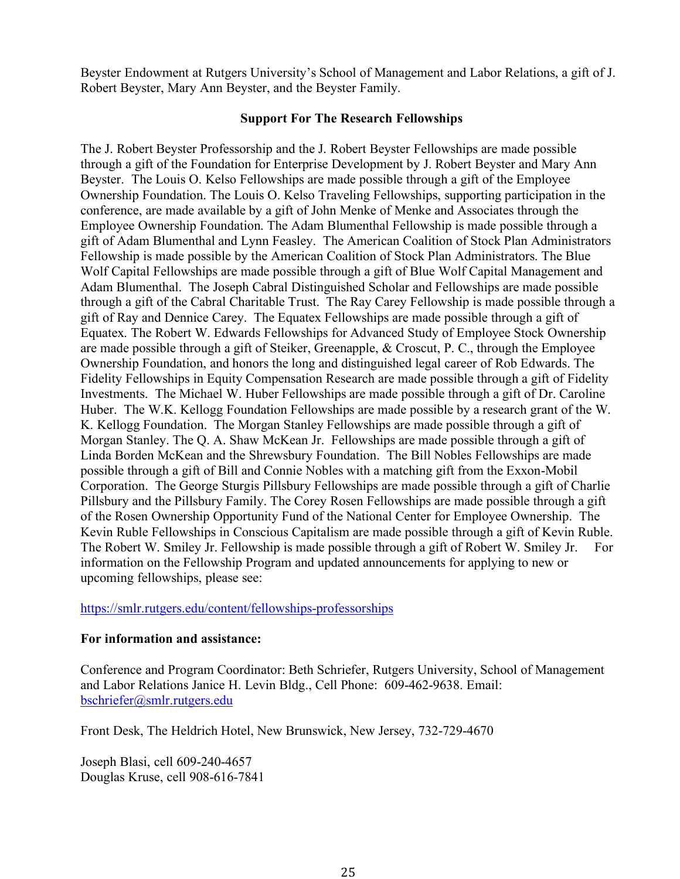Beyster Endowment at Rutgers University's School of Management and Labor Relations, a gift of J. Robert Beyster, Mary Ann Beyster, and the Beyster Family.

## Support For The Research Fellowships

The J. Robert Beyster Professorship and the J. Robert Beyster Fellowships are made possible through a gift of the Foundation for Enterprise Development by J. Robert Beyster and Mary Ann Beyster. The Louis O. Kelso Fellowships are made possible through a gift of the Employee Ownership Foundation. The Louis O. Kelso Traveling Fellowships, supporting participation in the conference, are made available by a gift of John Menke of Menke and Associates through the Employee Ownership Foundation. The Adam Blumenthal Fellowship is made possible through a gift of Adam Blumenthal and Lynn Feasley. The American Coalition of Stock Plan Administrators Fellowship is made possible by the American Coalition of Stock Plan Administrators. The Blue Wolf Capital Fellowships are made possible through a gift of Blue Wolf Capital Management and Adam Blumenthal. The Joseph Cabral Distinguished Scholar and Fellowships are made possible through a gift of the Cabral Charitable Trust. The Ray Carey Fellowship is made possible through a gift of Ray and Dennice Carey. The Equatex Fellowships are made possible through a gift of Equatex. The Robert W. Edwards Fellowships for Advanced Study of Employee Stock Ownership are made possible through a gift of Steiker, Greenapple, & Croscut, P. C., through the Employee Ownership Foundation, and honors the long and distinguished legal career of Rob Edwards. The Fidelity Fellowships in Equity Compensation Research are made possible through a gift of Fidelity Investments. The Michael W. Huber Fellowships are made possible through a gift of Dr. Caroline Huber. The W.K. Kellogg Foundation Fellowships are made possible by a research grant of the W. K. Kellogg Foundation. The Morgan Stanley Fellowships are made possible through a gift of Morgan Stanley. The Q. A. Shaw McKean Jr. Fellowships are made possible through a gift of Linda Borden McKean and the Shrewsbury Foundation. The Bill Nobles Fellowships are made possible through a gift of Bill and Connie Nobles with a matching gift from the Exxon-Mobil Corporation. The George Sturgis Pillsbury Fellowships are made possible through a gift of Charlie Pillsbury and the Pillsbury Family. The Corey Rosen Fellowships are made possible through a gift of the Rosen Ownership Opportunity Fund of the National Center for Employee Ownership. The Kevin Ruble Fellowships in Conscious Capitalism are made possible through a gift of Kevin Ruble. The Robert W. Smiley Jr. Fellowship is made possible through a gift of Robert W. Smiley Jr. For information on the Fellowship Program and updated announcements for applying to new or upcoming fellowships, please see:

https://smlr.rutgers.edu/content/fellowships-professorships

**For information and assistance:**

Conference and Program Coordinator: Beth Schriefer, Rutgers University, School of Management and Labor Relations Janice H. Levin Bldg., Cell Phone: 609-462-9638. Email: bschriefer@smlr.rutgers.edu

Front Desk, The Heldrich Hotel, New Brunswick, New Jersey, 732-729-4670

Joseph Blasi, cell 609-240-4657
Douglas Kruse, cell 908-616-7841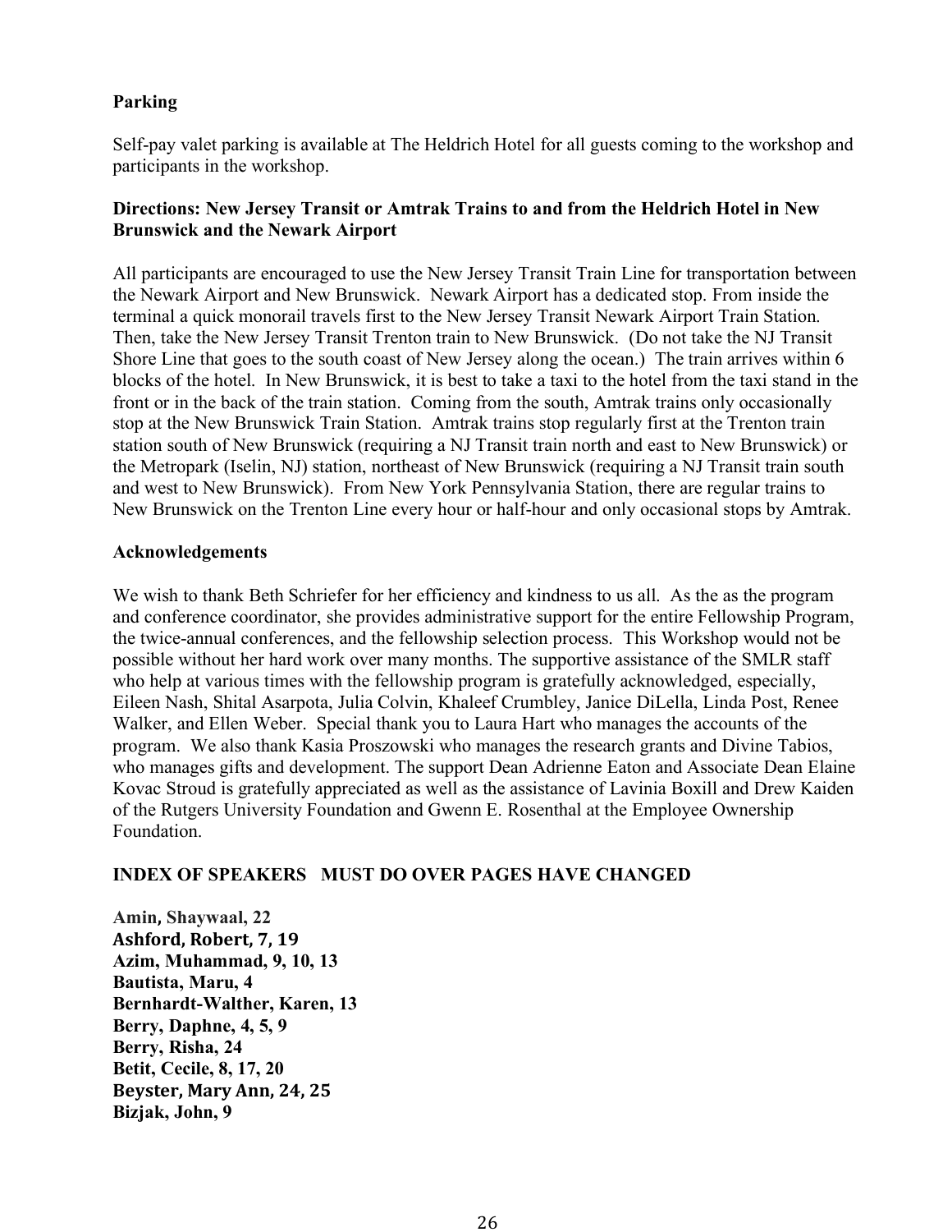**Parking**

Self-pay valet parking is available at The Heldrich Hotel for all guests coming to the workshop and participants in the workshop.

**Directions: New Jersey Transit or Amtrak Trains to and from the Heldrich Hotel in New Brunswick and the Newark Airport**

All participants are encouraged to use the New Jersey Transit Train Line for transportation between the Newark Airport and New Brunswick. Newark Airport has a dedicated stop. From inside the terminal a quick monorail travels first to the New Jersey Transit Newark Airport Train Station. Then, take the New Jersey Transit Trenton train to New Brunswick. (Do not take the NJ Transit Shore Line that goes to the south coast of New Jersey along the ocean.) The train arrives within 6 blocks of the hotel. In New Brunswick, it is best to take a taxi to the hotel from the taxi stand in the front or in the back of the train station. Coming from the south, Amtrak trains only occasionally stop at the New Brunswick Train Station. Amtrak trains stop regularly first at the Trenton train station south of New Brunswick (requiring a NJ Transit train north and east to New Brunswick) or the Metropark (Iselin, NJ) station, northeast of New Brunswick (requiring a NJ Transit train south and west to New Brunswick). From New York Pennsylvania Station, there are regular trains to New Brunswick on the Trenton Line every hour or half-hour and only occasional stops by Amtrak.

**Acknowledgements**

We wish to thank Beth Schriefer for her efficiency and kindness to us all. As the as the program and conference coordinator, she provides administrative support for the entire Fellowship Program, the twice-annual conferences, and the fellowship selection process. This Workshop would not be possible without her hard work over many months. The supportive assistance of the SMLR staff who help at various times with the fellowship program is gratefully acknowledged, especially, Eileen Nash, Shital Asarpota, Julia Colvin, Khaleef Crumbley, Janice DiLella, Linda Post, Renee Walker, and Ellen Weber. Special thank you to Laura Hart who manages the accounts of the program. We also thank Kasia Proszowski who manages the research grants and Divine Tabios, who manages gifts and development. The support Dean Adrienne Eaton and Associate Dean Elaine Kovac Stroud is gratefully appreciated as well as the assistance of Lavinia Boxill and Drew Kaiden of the Rutgers University Foundation and Gwenn E. Rosenthal at the Employee Ownership Foundation.

**INDEX OF SPEAKERS MUST DO OVER PAGES HAVE CHANGED**

**Amin, Shaywaal, 22**  
**Ashford, Robert, 7, 19**  
**Azim, Muhammad, 9, 10, 13**  
**Bautista, Maru, 4**  
**Bernhardt-Walther, Karen, 13**  
**Berry, Daphne, 4, 5, 9**  
**Berry, Risha, 24**  
**Betit, Cecile, 8, 17, 20**  
**Beyster, Mary Ann, 24, 25**  
**Bizjak, John, 9**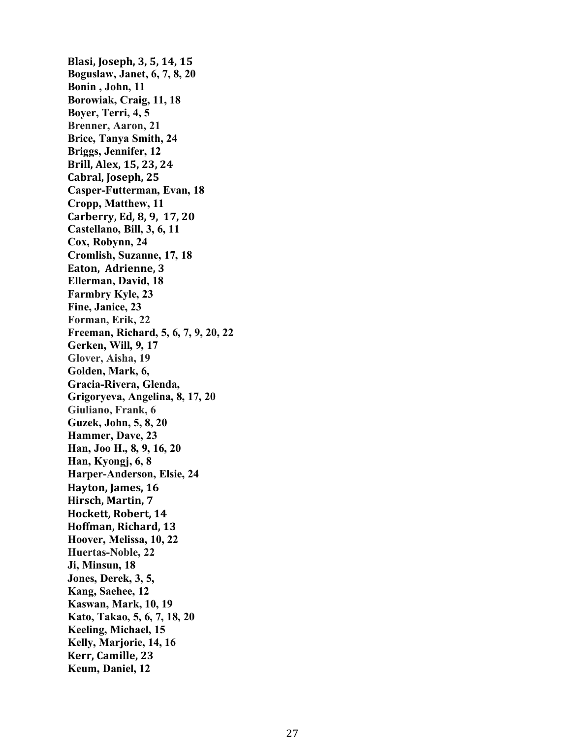**Blasi, Joseph, 3, 5, 14, 15**  
**Boguslaw, Janet, 6, 7, 8, 20**  
**Bonin , John, 11**  
**Borowiak, Craig, 11, 18**  
**Boyer, Terri, 4, 5**  
**Brenner, Aaron, 21**  
**Brice, Tanya Smith, 24**  
**Briggs, Jennifer, 12**  
**Brill, Alex, 15, 23, 24**  
**Cabral, Joseph, 25**  
**Casper-Futterman, Evan, 18**  
**Cropp, Matthew, 11**  
**Carberry, Ed, 8, 9, 17, 20**  
**Castellano, Bill, 3, 6, 11**  
**Cox, Robynn, 24**  
**Cromlish, Suzanne, 17, 18**  
**Eaton, Adrienne, 3**  
**Ellerman, David, 18**  
**Farmbry Kyle, 23**  
**Fine, Janice, 23**  
**Forman, Erik, 22**  
**Freeman, Richard, 5, 6, 7, 9, 20, 22**  
**Gerken, Will, 9, 17**  
**Glover, Aisha, 19**  
**Golden, Mark, 6,**  
**Gracia-Rivera, Glenda,**  
**Grigoryeva, Angelina, 8, 17, 20**  
**Giuliano, Frank, 6**  
**Guzek, John, 5, 8, 20**  
**Hammer, Dave, 23**  
**Han, Joo H., 8, 9, 16, 20**  
**Han, Kyongj, 6, 8**  
**Harper-Anderson, Elsie, 24**  
**Hayton, James, 16**  
**Hirsch, Martin, 7**  
**Hockett, Robert, 14**  
**Hoffman, Richard, 13**  
**Hoover, Melissa, 10, 22**  
**Huertas-Noble, 22**  
**Ji, Minsun, 18**  
**Jones, Derek, 3, 5,**  
**Kang, Saehee, 12**  
**Kaswan, Mark, 10, 19**  
**Kato, Takao, 5, 6, 7, 18, 20**  
**Keeling, Michael, 15**  
**Kelly, Marjorie, 14, 16**  
**Kerr, Camille, 23**  
**Keum, Daniel, 12**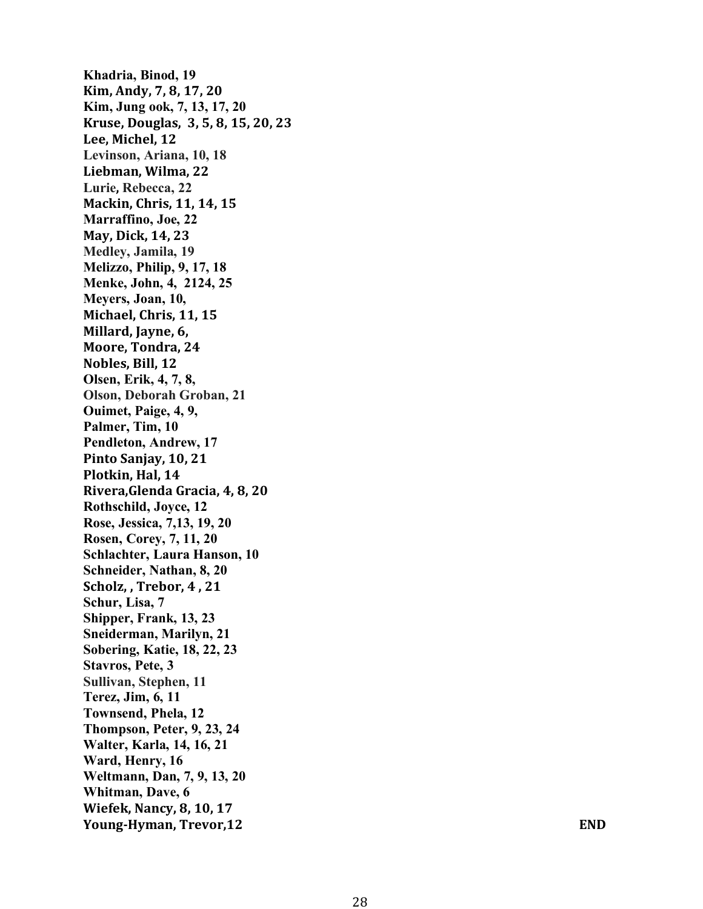**Khadria, Binod, 19**
**Kim, Andy, 7, 8, 17, 20**
**Kim, Jung ook, 7, 13, 17, 20**
**Kruse, Douglas, 3, 5, 8, 15, 20, 23**
**Lee, Michel, 12**
**Levinson, Ariana, 10, 18**
**Liebman, Wilma, 22**
**Lurie, Rebecca, 22**
**Mackin, Chris, 11, 14, 15**
**Marraffino, Joe, 22**
**May, Dick, 14, 23**
**Medley, Jamila, 19**
**Melizzo, Philip, 9, 17, 18**
**Menke, John, 4, 2124, 25**
**Meyers, Joan, 10,**
**Michael, Chris, 11, 15**
**Millard, Jayne, 6,**
**Moore, Tondra, 24**
**Nobles, Bill, 12**
**Olsen, Erik, 4, 7, 8,**
**Olson, Deborah Groban, 21**
**Ouimet, Paige, 4, 9,**
**Palmer, Tim, 10**
**Pendleton, Andrew, 17**
**Pinto Sanjay, 10, 21**
**Plotkin, Hal, 14**
**Rivera,Glenda Gracia, 4, 8, 20**
**Rothschild, Joyce, 12**
**Rose, Jessica, 7,13, 19, 20**
**Rosen, Corey, 7, 11, 20**
**Schlachter, Laura Hanson, 10**
**Schneider, Nathan, 8, 20**
**Scholz, , Trebor, 4 , 21**
**Schur, Lisa, 7**
**Shipper, Frank, 13, 23**
**Sneiderman, Marilyn, 21**
**Sobering, Katie, 18, 22, 23**
**Stavros, Pete, 3**
**Sullivan, Stephen, 11**
**Terez, Jim, 6, 11**
**Townsend, Phela, 12**
**Thompson, Peter, 9, 23, 24**
**Walter, Karla, 14, 16, 21**
**Ward, Henry, 16**
**Weltmann, Dan, 7, 9, 13, 20**
**Whitman, Dave, 6**
**Wiefek, Nancy, 8, 10, 17**
**Young-Hyman, Trevor,12**

**END**